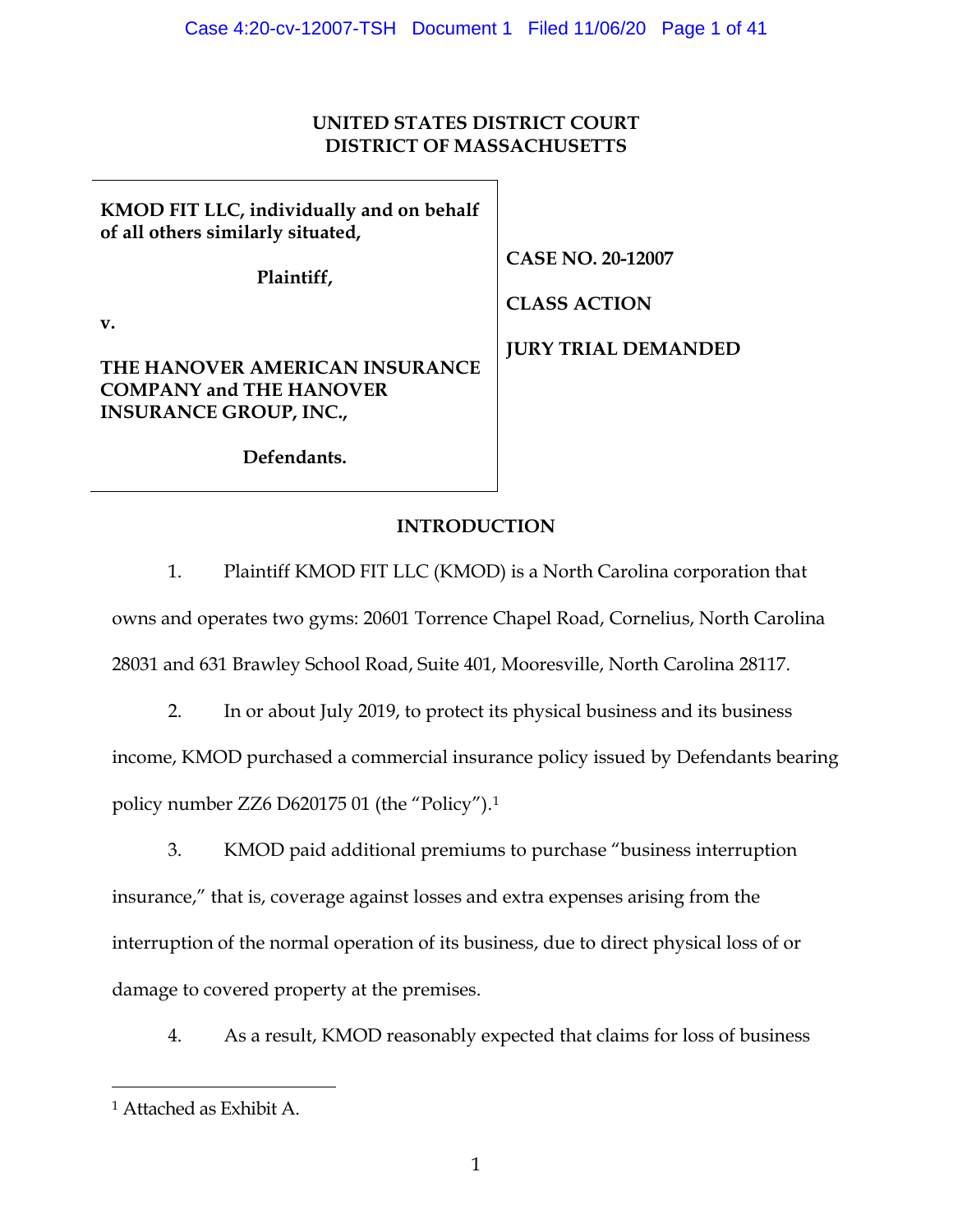**UNITED STATES DISTRICT COURT**
**DISTRICT OF MASSACHUSETTS**

| | |
|---|---|
| **KMOD FIT LLC, individually and on behalf of all others similarly situated,** | **CASE NO. 20-12007** |
| **Plaintiff,** | **CLASS ACTION** |
| **v.** | **JURY TRIAL DEMANDED** |
| **THE HANOVER AMERICAN INSURANCE COMPANY and THE HANOVER INSURANCE GROUP, INC.,** | |
| **Defendants.** | |

## INTRODUCTION

1. Plaintiff KMOD FIT LLC (KMOD) is a North Carolina corporation that owns and operates two gyms: 20601 Torrence Chapel Road, Cornelius, North Carolina 28031 and 631 Brawley School Road, Suite 401, Mooresville, North Carolina 28117.

2. In or about July 2019, to protect its physical business and its business income, KMOD purchased a commercial insurance policy issued by Defendants bearing policy number ZZ6 D620175 01 (the "Policy").[1]

3. KMOD paid additional premiums to purchase "business interruption insurance," that is, coverage against losses and extra expenses arising from the interruption of the normal operation of its business, due to direct physical loss of or damage to covered property at the premises.

4. As a result, KMOD reasonably expected that claims for loss of business

[1] Attached as Exhibit A.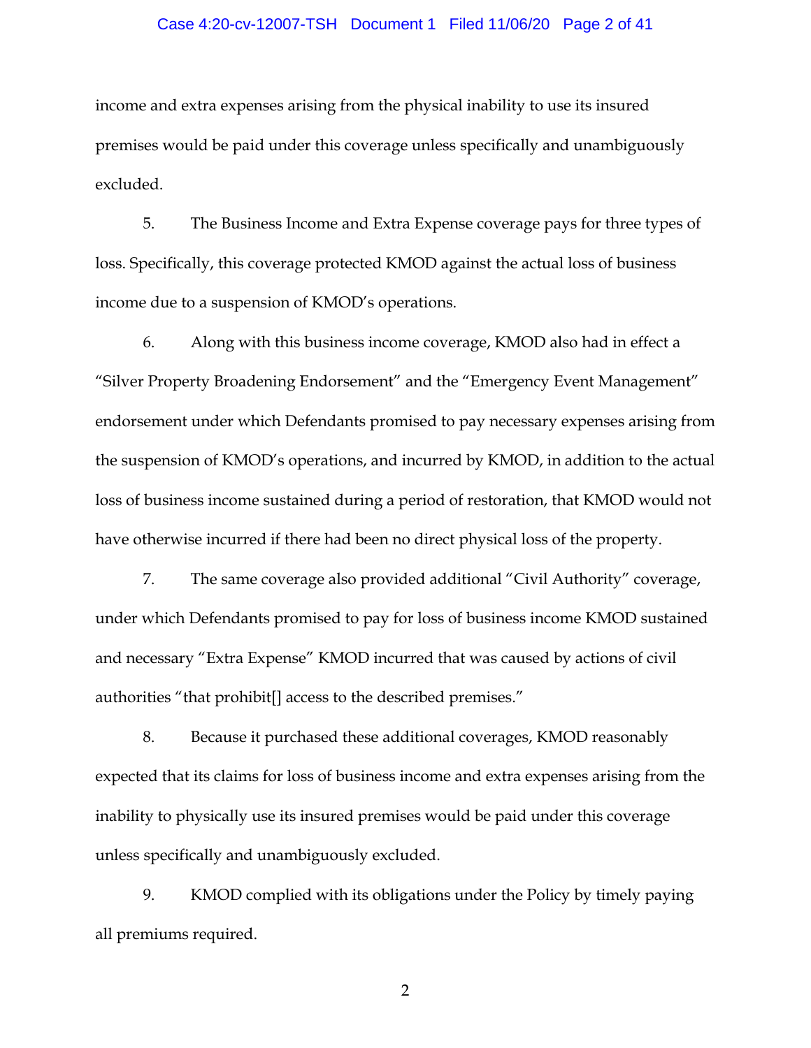income and extra expenses arising from the physical inability to use its insured premises would be paid under this coverage unless specifically and unambiguously excluded.

5. The Business Income and Extra Expense coverage pays for three types of loss. Specifically, this coverage protected KMOD against the actual loss of business income due to a suspension of KMOD's operations.

6. Along with this business income coverage, KMOD also had in effect a "Silver Property Broadening Endorsement" and the "Emergency Event Management" endorsement under which Defendants promised to pay necessary expenses arising from the suspension of KMOD's operations, and incurred by KMOD, in addition to the actual loss of business income sustained during a period of restoration, that KMOD would not have otherwise incurred if there had been no direct physical loss of the property.

7. The same coverage also provided additional "Civil Authority" coverage, under which Defendants promised to pay for loss of business income KMOD sustained and necessary "Extra Expense" KMOD incurred that was caused by actions of civil authorities "that prohibit[] access to the described premises."

8. Because it purchased these additional coverages, KMOD reasonably expected that its claims for loss of business income and extra expenses arising from the inability to physically use its insured premises would be paid under this coverage unless specifically and unambiguously excluded.

9. KMOD complied with its obligations under the Policy by timely paying all premiums required.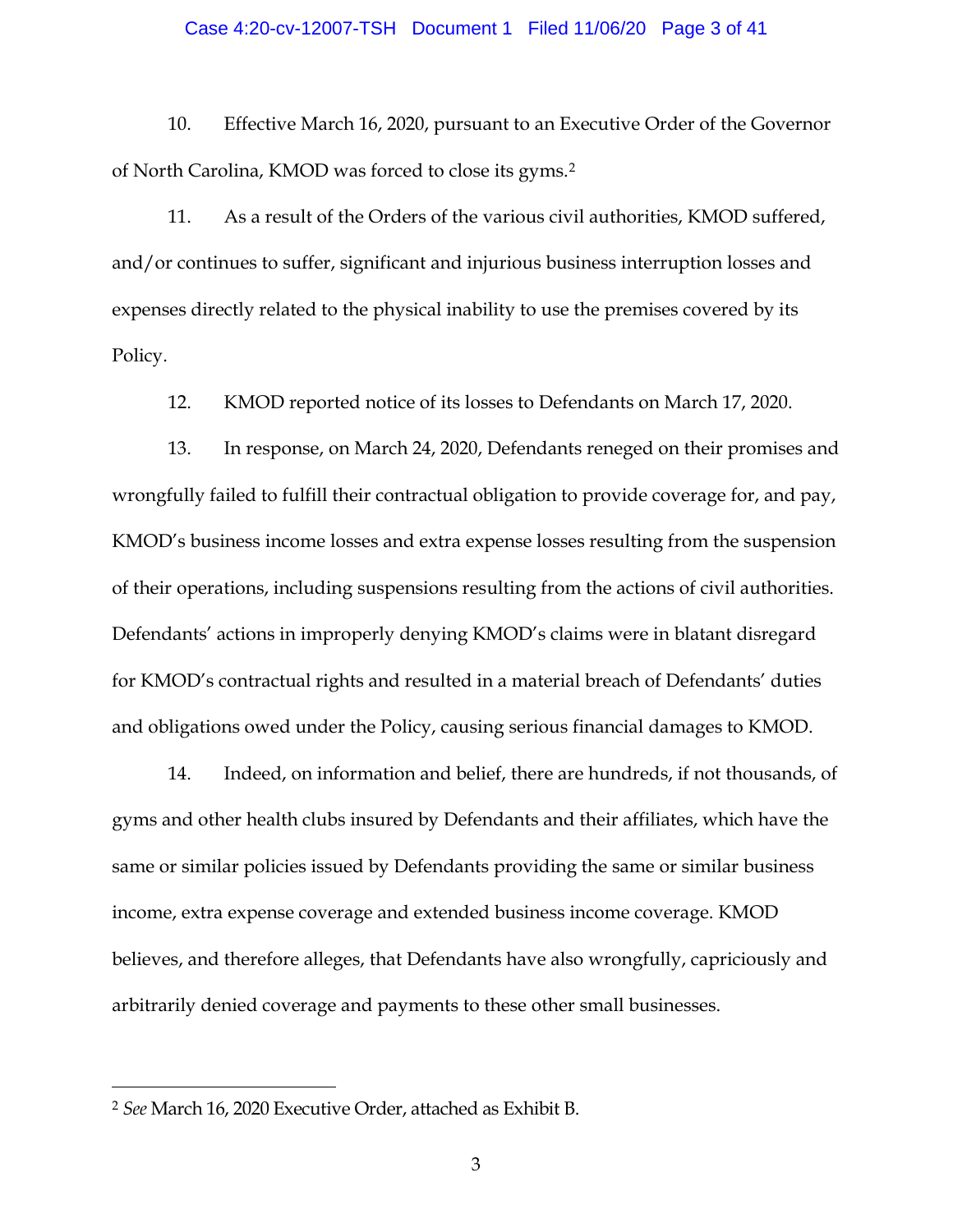10. Effective March 16, 2020, pursuant to an Executive Order of the Governor of North Carolina, KMOD was forced to close its gyms.[2]

11. As a result of the Orders of the various civil authorities, KMOD suffered, and/or continues to suffer, significant and injurious business interruption losses and expenses directly related to the physical inability to use the premises covered by its Policy.

12. KMOD reported notice of its losses to Defendants on March 17, 2020.

13. In response, on March 24, 2020, Defendants reneged on their promises and wrongfully failed to fulfill their contractual obligation to provide coverage for, and pay, KMOD's business income losses and extra expense losses resulting from the suspension of their operations, including suspensions resulting from the actions of civil authorities. Defendants' actions in improperly denying KMOD's claims were in blatant disregard for KMOD's contractual rights and resulted in a material breach of Defendants' duties and obligations owed under the Policy, causing serious financial damages to KMOD.

14. Indeed, on information and belief, there are hundreds, if not thousands, of gyms and other health clubs insured by Defendants and their affiliates, which have the same or similar policies issued by Defendants providing the same or similar business income, extra expense coverage and extended business income coverage. KMOD believes, and therefore alleges, that Defendants have also wrongfully, capriciously and arbitrarily denied coverage and payments to these other small businesses.

---

[2] *See* March 16, 2020 Executive Order, attached as Exhibit B.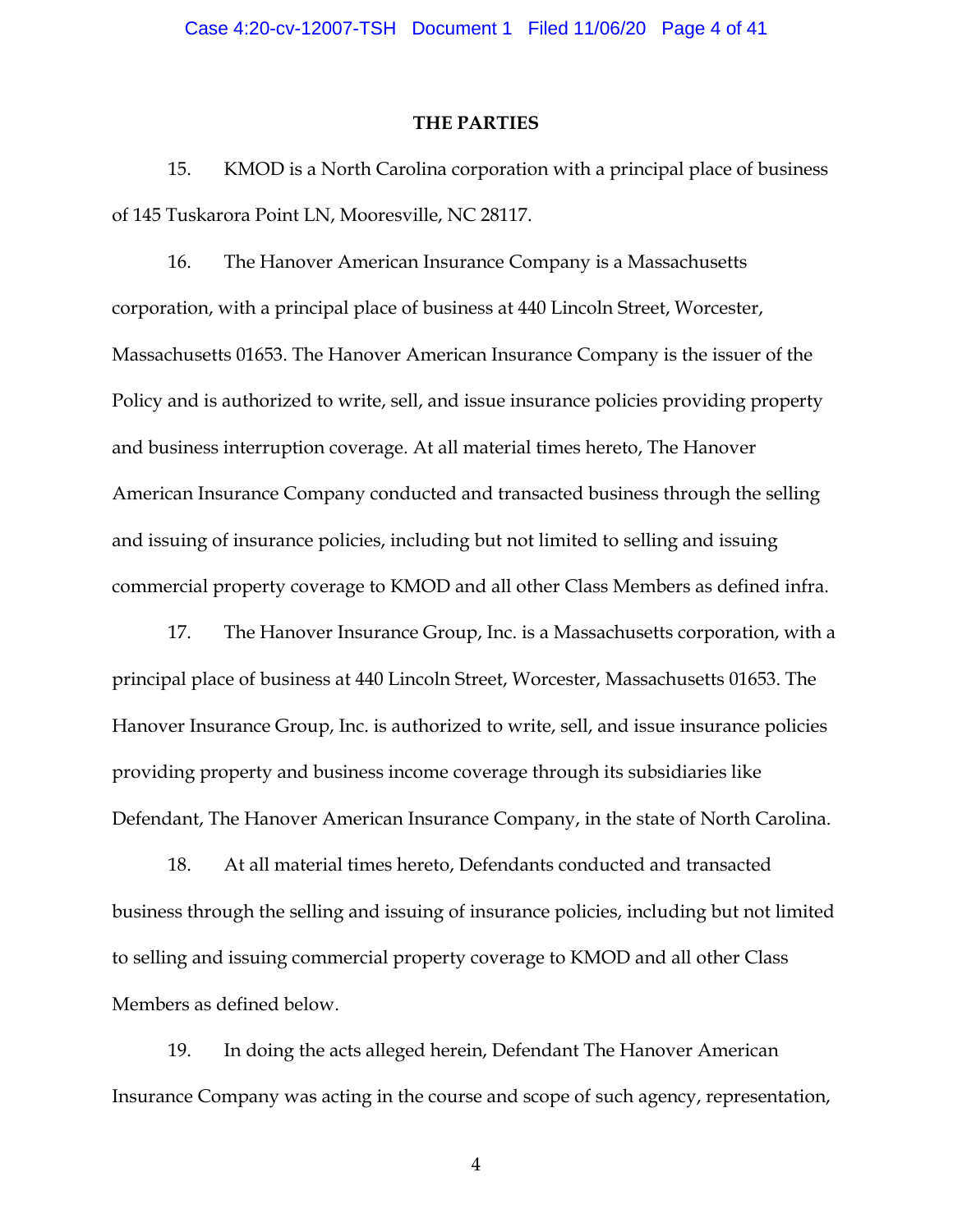## THE PARTIES

15. KMOD is a North Carolina corporation with a principal place of business of 145 Tuskarora Point LN, Mooresville, NC 28117.

16. The Hanover American Insurance Company is a Massachusetts corporation, with a principal place of business at 440 Lincoln Street, Worcester, Massachusetts 01653. The Hanover American Insurance Company is the issuer of the Policy and is authorized to write, sell, and issue insurance policies providing property and business interruption coverage. At all material times hereto, The Hanover American Insurance Company conducted and transacted business through the selling and issuing of insurance policies, including but not limited to selling and issuing commercial property coverage to KMOD and all other Class Members as defined infra.

17. The Hanover Insurance Group, Inc. is a Massachusetts corporation, with a principal place of business at 440 Lincoln Street, Worcester, Massachusetts 01653. The Hanover Insurance Group, Inc. is authorized to write, sell, and issue insurance policies providing property and business income coverage through its subsidiaries like Defendant, The Hanover American Insurance Company, in the state of North Carolina.

18. At all material times hereto, Defendants conducted and transacted business through the selling and issuing of insurance policies, including but not limited to selling and issuing commercial property coverage to KMOD and all other Class Members as defined below.

19. In doing the acts alleged herein, Defendant The Hanover American Insurance Company was acting in the course and scope of such agency, representation,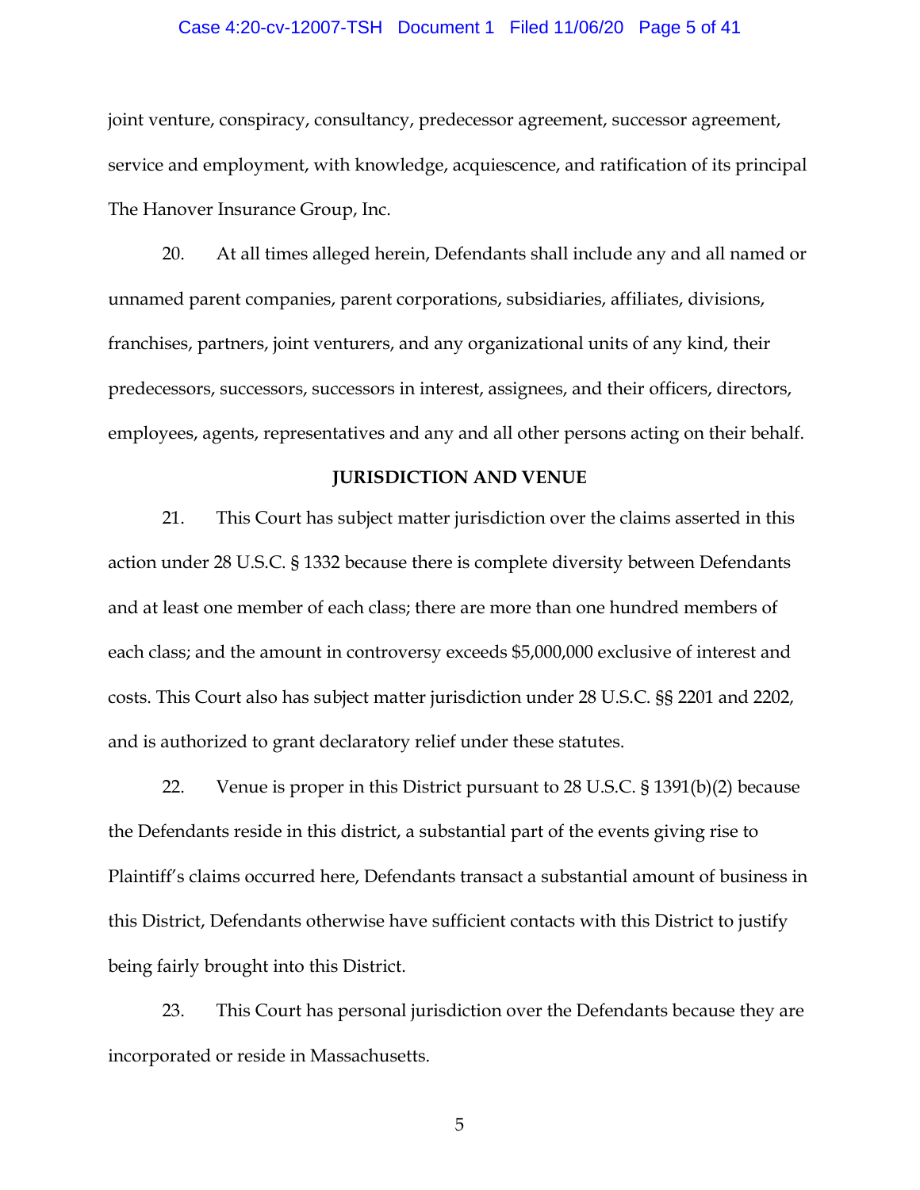joint venture, conspiracy, consultancy, predecessor agreement, successor agreement, service and employment, with knowledge, acquiescence, and ratification of its principal The Hanover Insurance Group, Inc.

20. At all times alleged herein, Defendants shall include any and all named or unnamed parent companies, parent corporations, subsidiaries, affiliates, divisions, franchises, partners, joint venturers, and any organizational units of any kind, their predecessors, successors, successors in interest, assignees, and their officers, directors, employees, agents, representatives and any and all other persons acting on their behalf.

**JURISDICTION AND VENUE**

21. This Court has subject matter jurisdiction over the claims asserted in this action under 28 U.S.C. § 1332 because there is complete diversity between Defendants and at least one member of each class; there are more than one hundred members of each class; and the amount in controversy exceeds $5,000,000 exclusive of interest and costs. This Court also has subject matter jurisdiction under 28 U.S.C. §§ 2201 and 2202, and is authorized to grant declaratory relief under these statutes.

22. Venue is proper in this District pursuant to 28 U.S.C. § 1391(b)(2) because the Defendants reside in this district, a substantial part of the events giving rise to Plaintiff's claims occurred here, Defendants transact a substantial amount of business in this District, Defendants otherwise have sufficient contacts with this District to justify being fairly brought into this District.

23. This Court has personal jurisdiction over the Defendants because they are incorporated or reside in Massachusetts.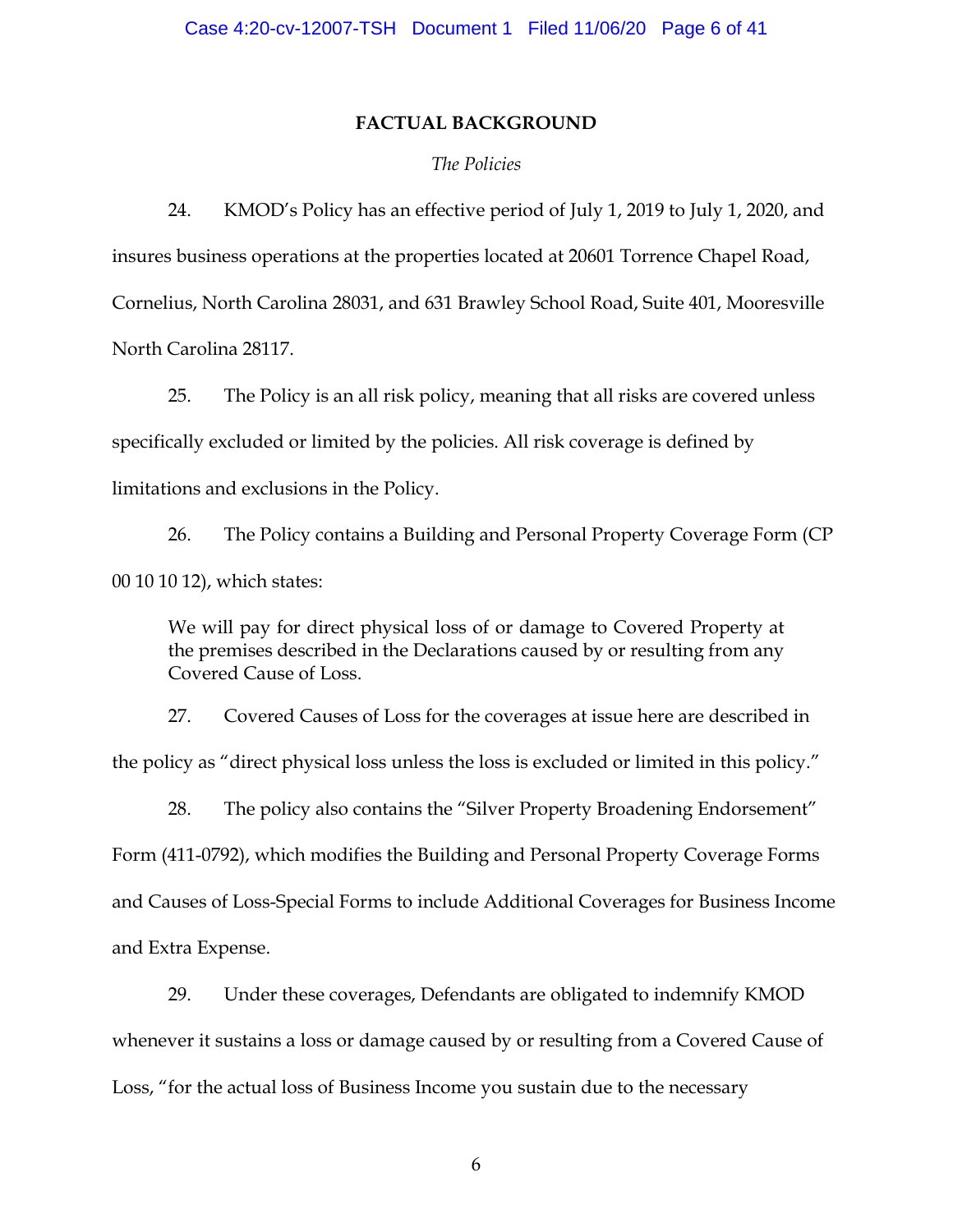## FACTUAL BACKGROUND

*The Policies*

24. KMOD's Policy has an effective period of July 1, 2019 to July 1, 2020, and insures business operations at the properties located at 20601 Torrence Chapel Road, Cornelius, North Carolina 28031, and 631 Brawley School Road, Suite 401, Mooresville North Carolina 28117.

25. The Policy is an all risk policy, meaning that all risks are covered unless specifically excluded or limited by the policies. All risk coverage is defined by limitations and exclusions in the Policy.

26. The Policy contains a Building and Personal Property Coverage Form (CP 00 10 10 12), which states:

> We will pay for direct physical loss of or damage to Covered Property at the premises described in the Declarations caused by or resulting from any Covered Cause of Loss.

27. Covered Causes of Loss for the coverages at issue here are described in the policy as "direct physical loss unless the loss is excluded or limited in this policy."

28. The policy also contains the "Silver Property Broadening Endorsement" Form (411-0792), which modifies the Building and Personal Property Coverage Forms and Causes of Loss-Special Forms to include Additional Coverages for Business Income and Extra Expense.

29. Under these coverages, Defendants are obligated to indemnify KMOD whenever it sustains a loss or damage caused by or resulting from a Covered Cause of Loss, "for the actual loss of Business Income you sustain due to the necessary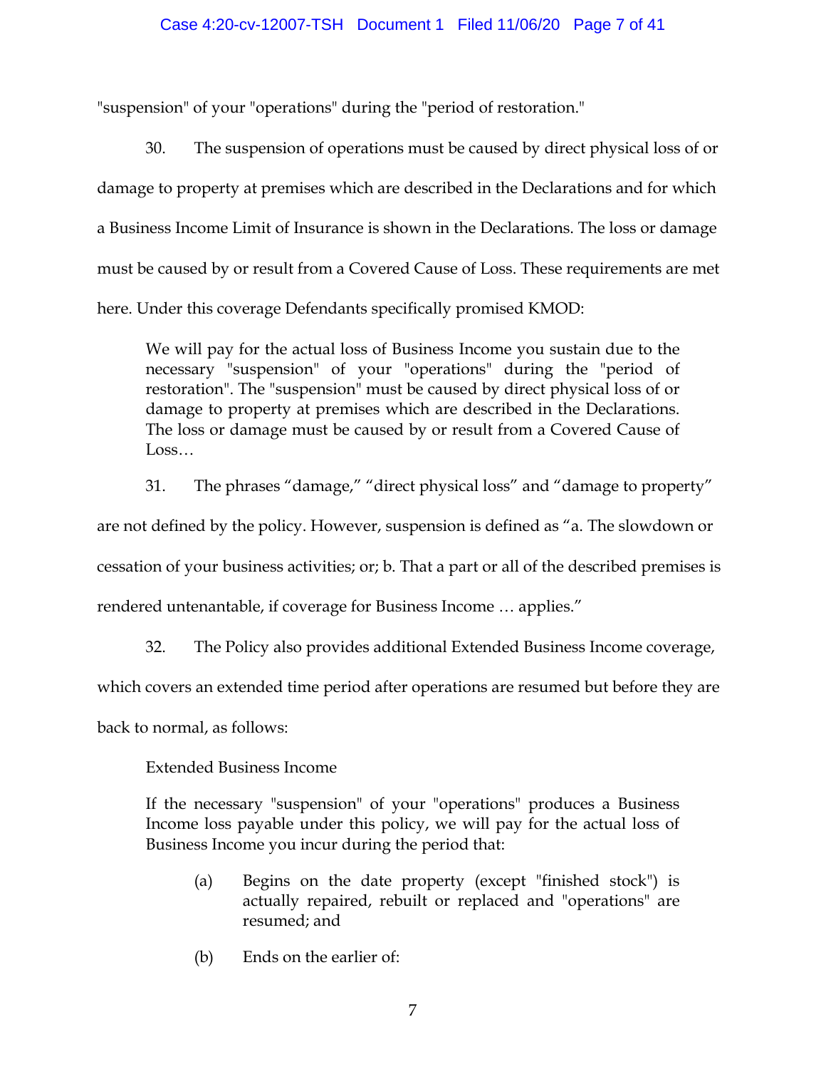"suspension" of your "operations" during the "period of restoration."

30. The suspension of operations must be caused by direct physical loss of or damage to property at premises which are described in the Declarations and for which a Business Income Limit of Insurance is shown in the Declarations. The loss or damage must be caused by or result from a Covered Cause of Loss. These requirements are met here. Under this coverage Defendants specifically promised KMOD:

> We will pay for the actual loss of Business Income you sustain due to the necessary "suspension" of your "operations" during the "period of restoration". The "suspension" must be caused by direct physical loss of or damage to property at premises which are described in the Declarations. The loss or damage must be caused by or result from a Covered Cause of Loss…

31. The phrases "damage," "direct physical loss" and "damage to property" are not defined by the policy. However, suspension is defined as "a. The slowdown or cessation of your business activities; or; b. That a part or all of the described premises is rendered untenantable, if coverage for Business Income … applies."

32. The Policy also provides additional Extended Business Income coverage, which covers an extended time period after operations are resumed but before they are back to normal, as follows:

> Extended Business Income
>
> If the necessary "suspension" of your "operations" produces a Business Income loss payable under this policy, we will pay for the actual loss of Business Income you incur during the period that:
>
> (a) Begins on the date property (except "finished stock") is actually repaired, rebuilt or replaced and "operations" are resumed; and
>
> (b) Ends on the earlier of: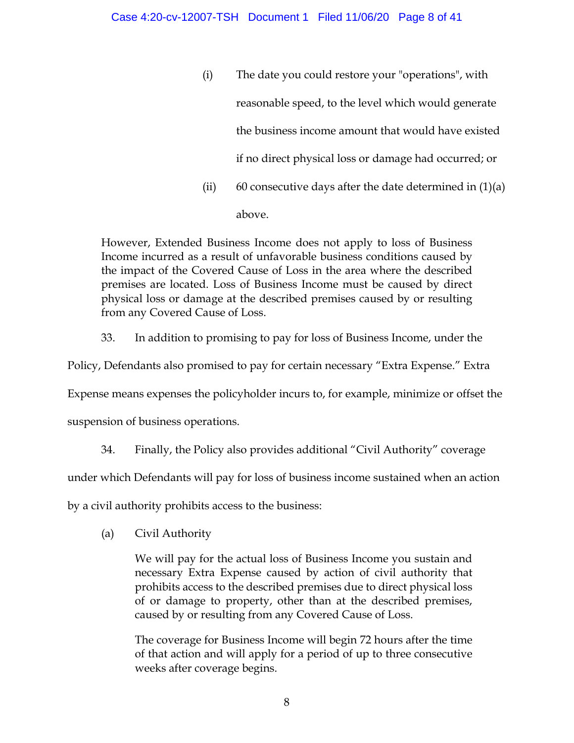(i) The date you could restore your "operations", with reasonable speed, to the level which would generate the business income amount that would have existed if no direct physical loss or damage had occurred; or

(ii) 60 consecutive days after the date determined in (1)(a) above.

> However, Extended Business Income does not apply to loss of Business Income incurred as a result of unfavorable business conditions caused by the impact of the Covered Cause of Loss in the area where the described premises are located. Loss of Business Income must be caused by direct physical loss or damage at the described premises caused by or resulting from any Covered Cause of Loss.

33. In addition to promising to pay for loss of Business Income, under the Policy, Defendants also promised to pay for certain necessary "Extra Expense." Extra Expense means expenses the policyholder incurs to, for example, minimize or offset the suspension of business operations.

34. Finally, the Policy also provides additional "Civil Authority" coverage under which Defendants will pay for loss of business income sustained when an action by a civil authority prohibits access to the business:

(a) Civil Authority

> We will pay for the actual loss of Business Income you sustain and necessary Extra Expense caused by action of civil authority that prohibits access to the described premises due to direct physical loss of or damage to property, other than at the described premises, caused by or resulting from any Covered Cause of Loss.
>
> The coverage for Business Income will begin 72 hours after the time of that action and will apply for a period of up to three consecutive weeks after coverage begins.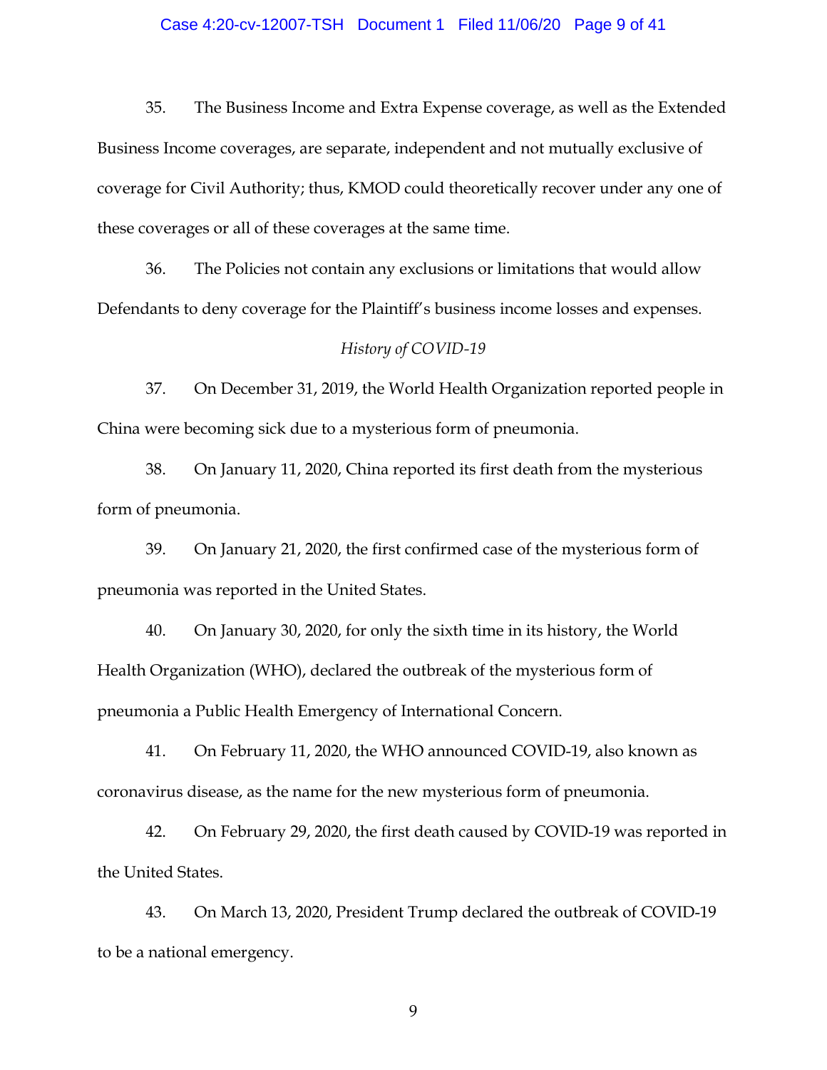35. The Business Income and Extra Expense coverage, as well as the Extended Business Income coverages, are separate, independent and not mutually exclusive of coverage for Civil Authority; thus, KMOD could theoretically recover under any one of these coverages or all of these coverages at the same time.

36. The Policies not contain any exclusions or limitations that would allow Defendants to deny coverage for the Plaintiff's business income losses and expenses.

*History of COVID-19*

37. On December 31, 2019, the World Health Organization reported people in China were becoming sick due to a mysterious form of pneumonia.

38. On January 11, 2020, China reported its first death from the mysterious form of pneumonia.

39. On January 21, 2020, the first confirmed case of the mysterious form of pneumonia was reported in the United States.

40. On January 30, 2020, for only the sixth time in its history, the World Health Organization (WHO), declared the outbreak of the mysterious form of pneumonia a Public Health Emergency of International Concern.

41. On February 11, 2020, the WHO announced COVID-19, also known as coronavirus disease, as the name for the new mysterious form of pneumonia.

42. On February 29, 2020, the first death caused by COVID-19 was reported in the United States.

43. On March 13, 2020, President Trump declared the outbreak of COVID-19 to be a national emergency.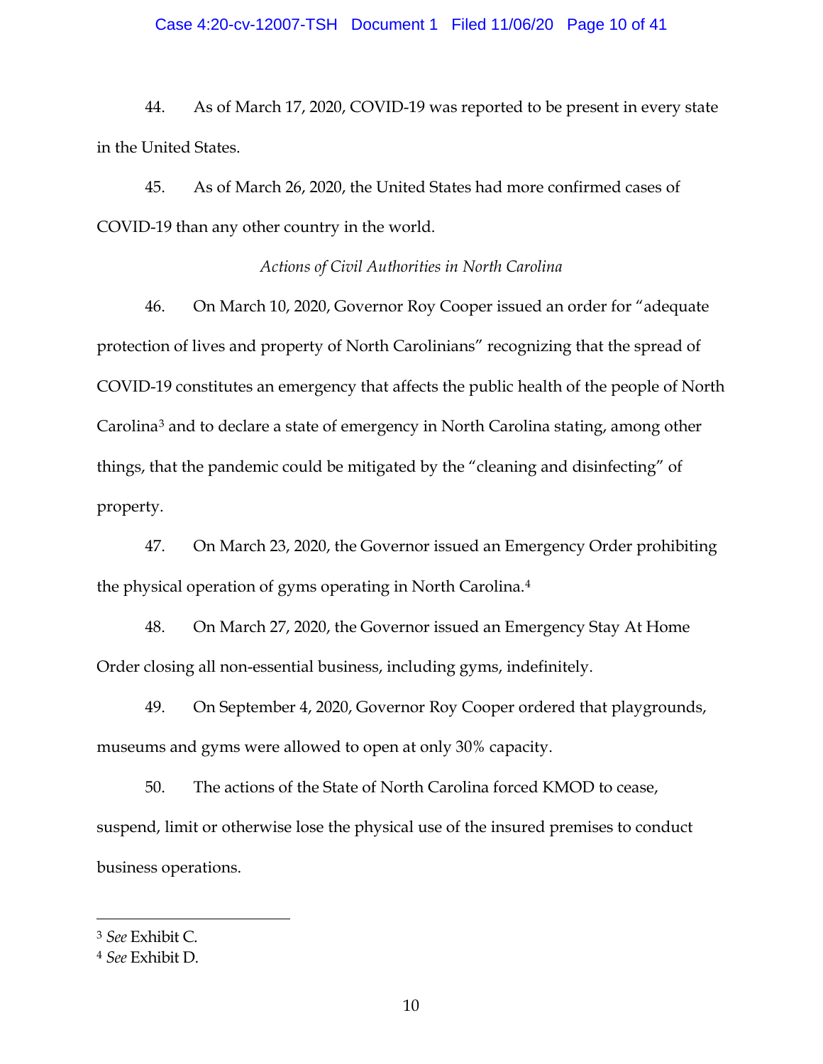44. As of March 17, 2020, COVID-19 was reported to be present in every state in the United States.

45. As of March 26, 2020, the United States had more confirmed cases of COVID-19 than any other country in the world.

*Actions of Civil Authorities in North Carolina*

46. On March 10, 2020, Governor Roy Cooper issued an order for "adequate protection of lives and property of North Carolinians" recognizing that the spread of COVID-19 constitutes an emergency that affects the public health of the people of North Carolina[3] and to declare a state of emergency in North Carolina stating, among other things, that the pandemic could be mitigated by the "cleaning and disinfecting" of property.

47. On March 23, 2020, the Governor issued an Emergency Order prohibiting the physical operation of gyms operating in North Carolina.[4]

48. On March 27, 2020, the Governor issued an Emergency Stay At Home Order closing all non-essential business, including gyms, indefinitely.

49. On September 4, 2020, Governor Roy Cooper ordered that playgrounds, museums and gyms were allowed to open at only 30% capacity.

50. The actions of the State of North Carolina forced KMOD to cease, suspend, limit or otherwise lose the physical use of the insured premises to conduct business operations.

---

[3] *See* Exhibit C.

[4] *See* Exhibit D.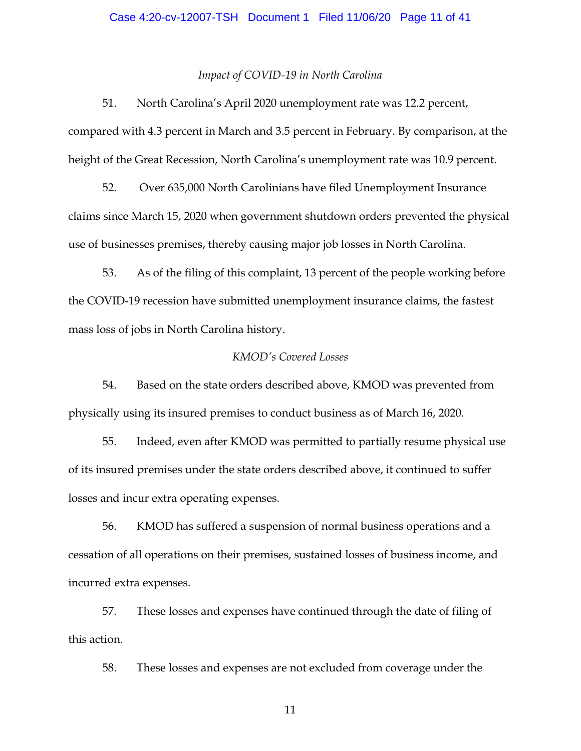*Impact of COVID-19 in North Carolina*

51. North Carolina's April 2020 unemployment rate was 12.2 percent, compared with 4.3 percent in March and 3.5 percent in February. By comparison, at the height of the Great Recession, North Carolina's unemployment rate was 10.9 percent.

52. Over 635,000 North Carolinians have filed Unemployment Insurance claims since March 15, 2020 when government shutdown orders prevented the physical use of businesses premises, thereby causing major job losses in North Carolina.

53. As of the filing of this complaint, 13 percent of the people working before the COVID-19 recession have submitted unemployment insurance claims, the fastest mass loss of jobs in North Carolina history.

*KMOD's Covered Losses*

54. Based on the state orders described above, KMOD was prevented from physically using its insured premises to conduct business as of March 16, 2020.

55. Indeed, even after KMOD was permitted to partially resume physical use of its insured premises under the state orders described above, it continued to suffer losses and incur extra operating expenses.

56. KMOD has suffered a suspension of normal business operations and a cessation of all operations on their premises, sustained losses of business income, and incurred extra expenses.

57. These losses and expenses have continued through the date of filing of this action.

58. These losses and expenses are not excluded from coverage under the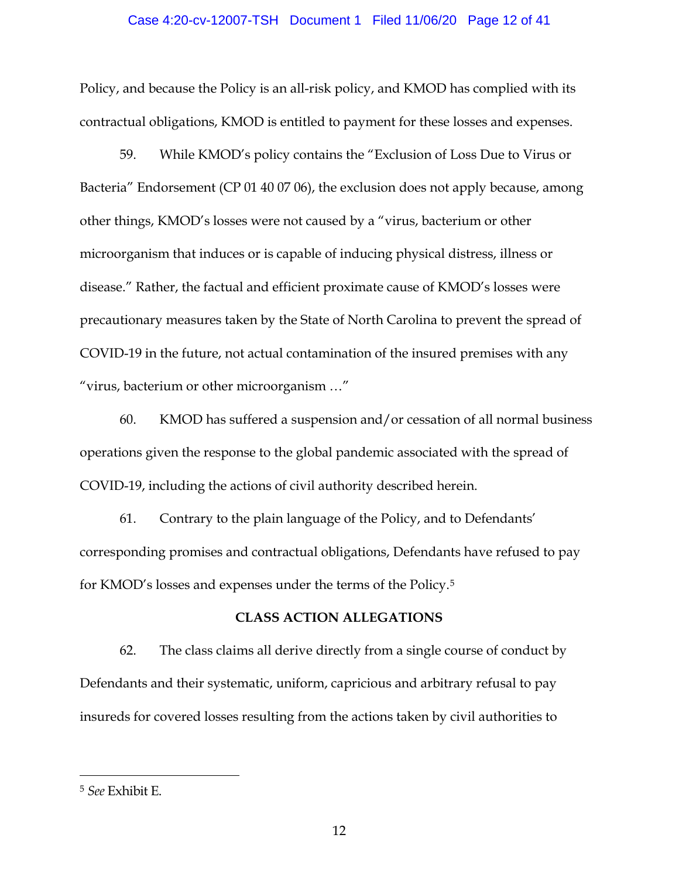Policy, and because the Policy is an all-risk policy, and KMOD has complied with its contractual obligations, KMOD is entitled to payment for these losses and expenses.

59. While KMOD's policy contains the "Exclusion of Loss Due to Virus or Bacteria" Endorsement (CP 01 40 07 06), the exclusion does not apply because, among other things, KMOD's losses were not caused by a "virus, bacterium or other microorganism that induces or is capable of inducing physical distress, illness or disease." Rather, the factual and efficient proximate cause of KMOD's losses were precautionary measures taken by the State of North Carolina to prevent the spread of COVID-19 in the future, not actual contamination of the insured premises with any "virus, bacterium or other microorganism …"

60. KMOD has suffered a suspension and/or cessation of all normal business operations given the response to the global pandemic associated with the spread of COVID-19, including the actions of civil authority described herein.

61. Contrary to the plain language of the Policy, and to Defendants' corresponding promises and contractual obligations, Defendants have refused to pay for KMOD's losses and expenses under the terms of the Policy.[5]

**CLASS ACTION ALLEGATIONS**

62. The class claims all derive directly from a single course of conduct by Defendants and their systematic, uniform, capricious and arbitrary refusal to pay insureds for covered losses resulting from the actions taken by civil authorities to

---

[5] *See* Exhibit E.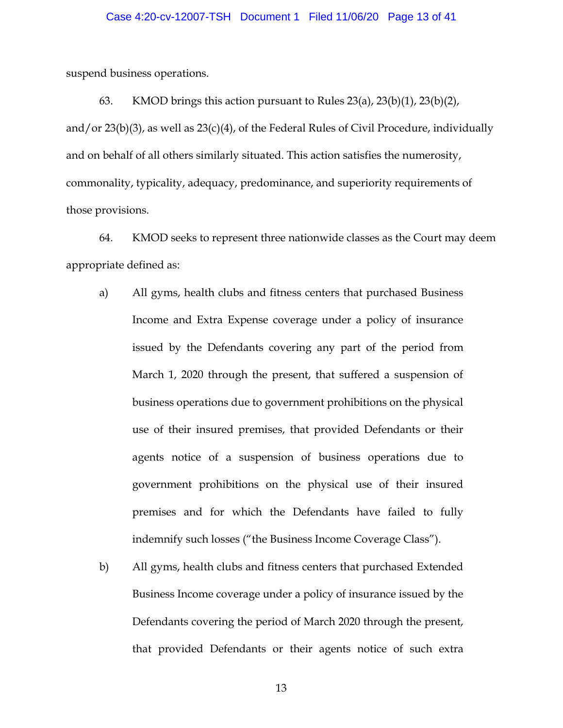suspend business operations.

63. KMOD brings this action pursuant to Rules 23(a), 23(b)(1), 23(b)(2), and/or 23(b)(3), as well as 23(c)(4), of the Federal Rules of Civil Procedure, individually and on behalf of all others similarly situated. This action satisfies the numerosity, commonality, typicality, adequacy, predominance, and superiority requirements of those provisions.

64. KMOD seeks to represent three nationwide classes as the Court may deem appropriate defined as:

a) All gyms, health clubs and fitness centers that purchased Business Income and Extra Expense coverage under a policy of insurance issued by the Defendants covering any part of the period from March 1, 2020 through the present, that suffered a suspension of business operations due to government prohibitions on the physical use of their insured premises, that provided Defendants or their agents notice of a suspension of business operations due to government prohibitions on the physical use of their insured premises and for which the Defendants have failed to fully indemnify such losses ("the Business Income Coverage Class").

b) All gyms, health clubs and fitness centers that purchased Extended Business Income coverage under a policy of insurance issued by the Defendants covering the period of March 2020 through the present, that provided Defendants or their agents notice of such extra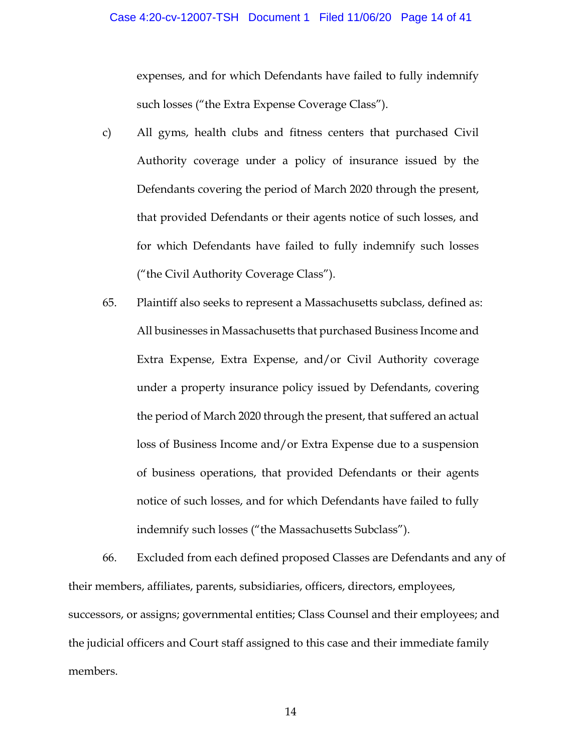expenses, and for which Defendants have failed to fully indemnify such losses ("the Extra Expense Coverage Class").

c) All gyms, health clubs and fitness centers that purchased Civil Authority coverage under a policy of insurance issued by the Defendants covering the period of March 2020 through the present, that provided Defendants or their agents notice of such losses, and for which Defendants have failed to fully indemnify such losses ("the Civil Authority Coverage Class").

65. Plaintiff also seeks to represent a Massachusetts subclass, defined as: All businesses in Massachusetts that purchased Business Income and Extra Expense, Extra Expense, and/or Civil Authority coverage under a property insurance policy issued by Defendants, covering the period of March 2020 through the present, that suffered an actual loss of Business Income and/or Extra Expense due to a suspension of business operations, that provided Defendants or their agents notice of such losses, and for which Defendants have failed to fully indemnify such losses ("the Massachusetts Subclass").

66. Excluded from each defined proposed Classes are Defendants and any of their members, affiliates, parents, subsidiaries, officers, directors, employees, successors, or assigns; governmental entities; Class Counsel and their employees; and the judicial officers and Court staff assigned to this case and their immediate family members.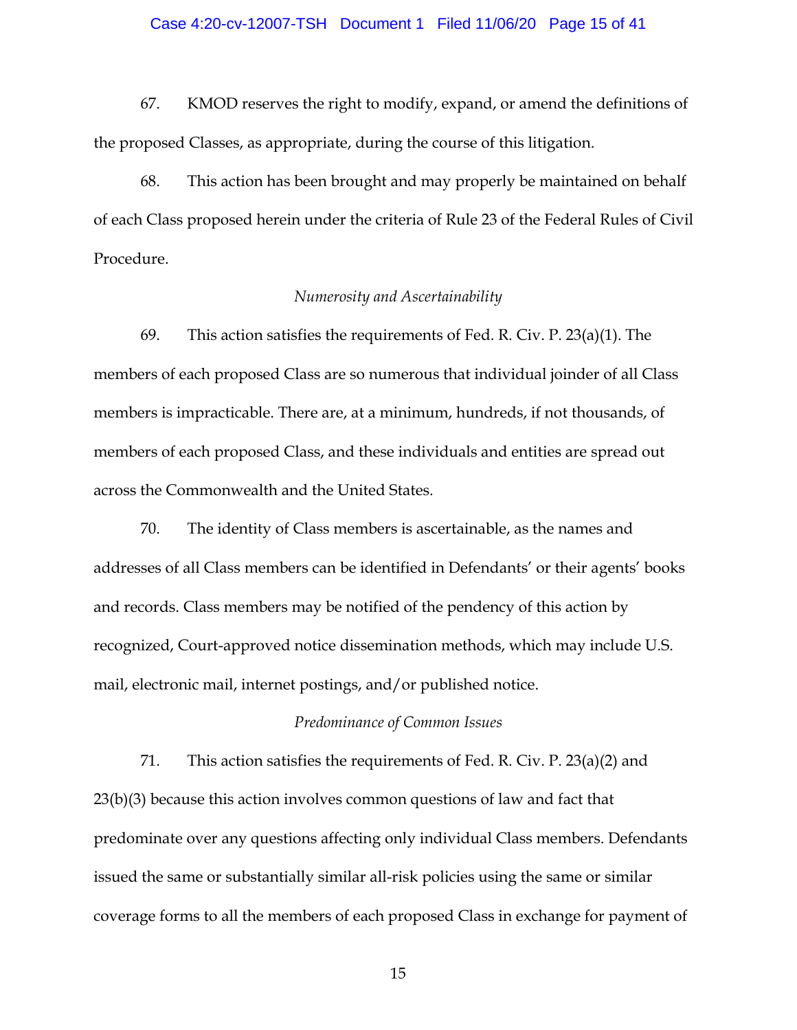67. KMOD reserves the right to modify, expand, or amend the definitions of the proposed Classes, as appropriate, during the course of this litigation.

68. This action has been brought and may properly be maintained on behalf of each Class proposed herein under the criteria of Rule 23 of the Federal Rules of Civil Procedure.

*Numerosity and Ascertainability*

69. This action satisfies the requirements of Fed. R. Civ. P. 23(a)(1). The members of each proposed Class are so numerous that individual joinder of all Class members is impracticable. There are, at a minimum, hundreds, if not thousands, of members of each proposed Class, and these individuals and entities are spread out across the Commonwealth and the United States.

70. The identity of Class members is ascertainable, as the names and addresses of all Class members can be identified in Defendants' or their agents' books and records. Class members may be notified of the pendency of this action by recognized, Court-approved notice dissemination methods, which may include U.S. mail, electronic mail, internet postings, and/or published notice.

*Predominance of Common Issues*

71. This action satisfies the requirements of Fed. R. Civ. P. 23(a)(2) and 23(b)(3) because this action involves common questions of law and fact that predominate over any questions affecting only individual Class members. Defendants issued the same or substantially similar all-risk policies using the same or similar coverage forms to all the members of each proposed Class in exchange for payment of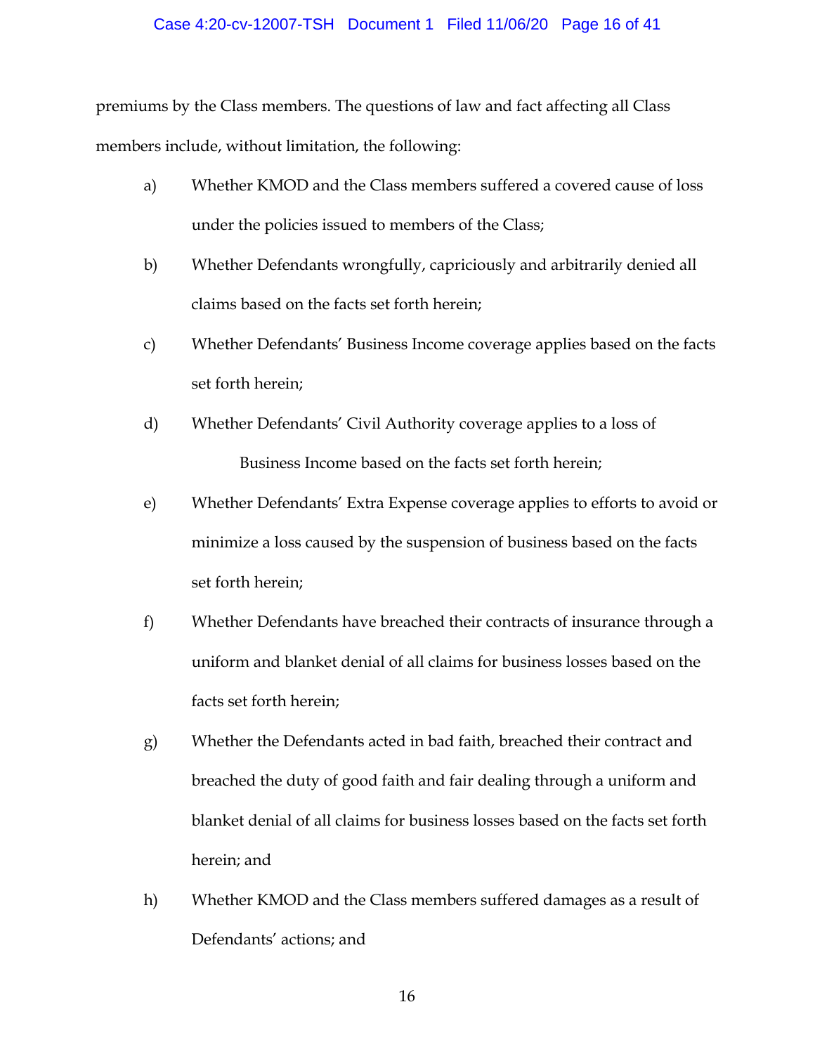premiums by the Class members. The questions of law and fact affecting all Class members include, without limitation, the following:

a) Whether KMOD and the Class members suffered a covered cause of loss under the policies issued to members of the Class;

b) Whether Defendants wrongfully, capriciously and arbitrarily denied all claims based on the facts set forth herein;

c) Whether Defendants' Business Income coverage applies based on the facts set forth herein;

d) Whether Defendants' Civil Authority coverage applies to a loss of Business Income based on the facts set forth herein;

e) Whether Defendants' Extra Expense coverage applies to efforts to avoid or minimize a loss caused by the suspension of business based on the facts set forth herein;

f) Whether Defendants have breached their contracts of insurance through a uniform and blanket denial of all claims for business losses based on the facts set forth herein;

g) Whether the Defendants acted in bad faith, breached their contract and breached the duty of good faith and fair dealing through a uniform and blanket denial of all claims for business losses based on the facts set forth herein; and

h) Whether KMOD and the Class members suffered damages as a result of Defendants' actions; and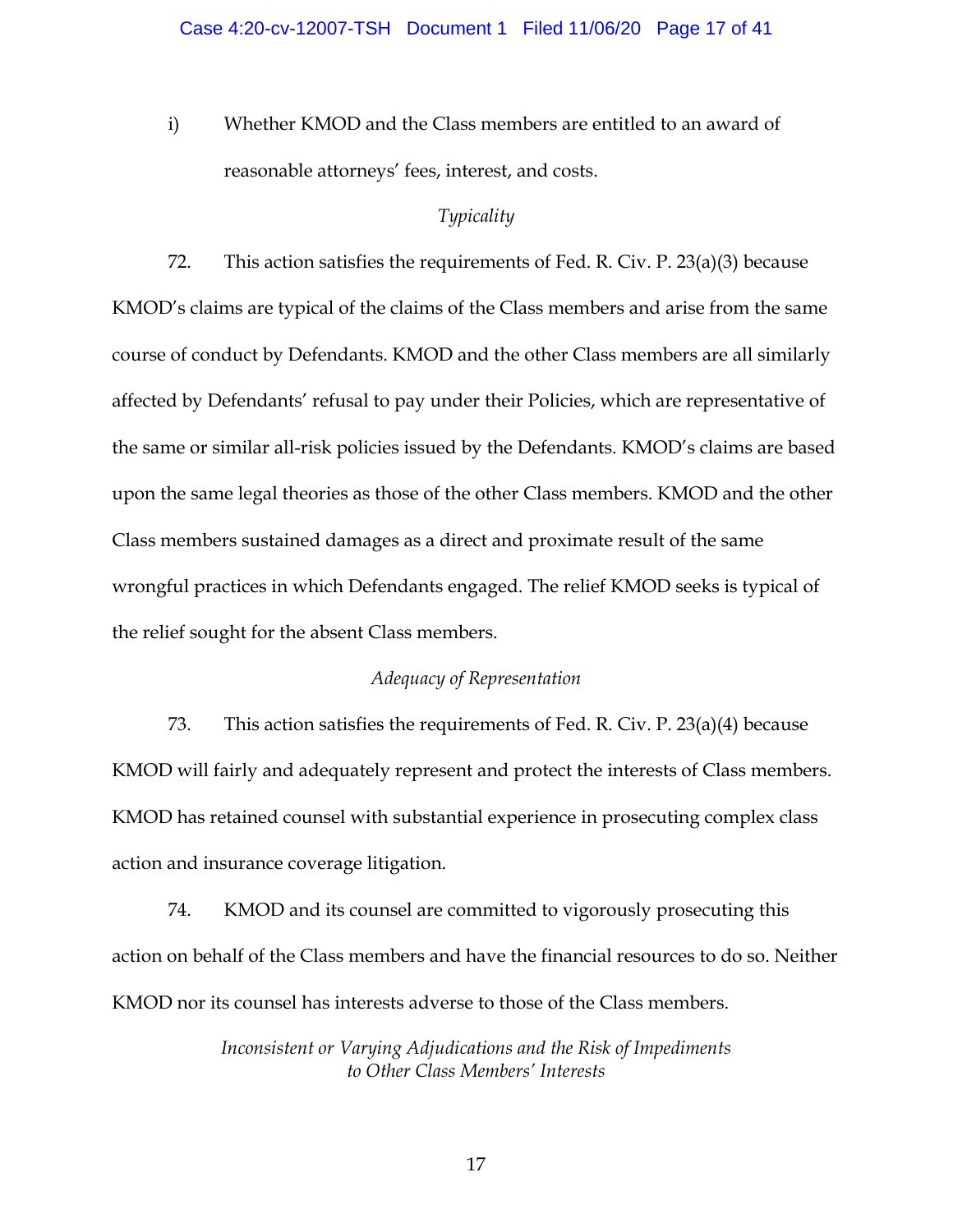i) Whether KMOD and the Class members are entitled to an award of reasonable attorneys' fees, interest, and costs.

*Typicality*

72. This action satisfies the requirements of Fed. R. Civ. P. 23(a)(3) because KMOD's claims are typical of the claims of the Class members and arise from the same course of conduct by Defendants. KMOD and the other Class members are all similarly affected by Defendants' refusal to pay under their Policies, which are representative of the same or similar all-risk policies issued by the Defendants. KMOD's claims are based upon the same legal theories as those of the other Class members. KMOD and the other Class members sustained damages as a direct and proximate result of the same wrongful practices in which Defendants engaged. The relief KMOD seeks is typical of the relief sought for the absent Class members.

*Adequacy of Representation*

73. This action satisfies the requirements of Fed. R. Civ. P. 23(a)(4) because KMOD will fairly and adequately represent and protect the interests of Class members. KMOD has retained counsel with substantial experience in prosecuting complex class action and insurance coverage litigation.

74. KMOD and its counsel are committed to vigorously prosecuting this action on behalf of the Class members and have the financial resources to do so. Neither KMOD nor its counsel has interests adverse to those of the Class members.

*Inconsistent or Varying Adjudications and the Risk of Impediments to Other Class Members' Interests*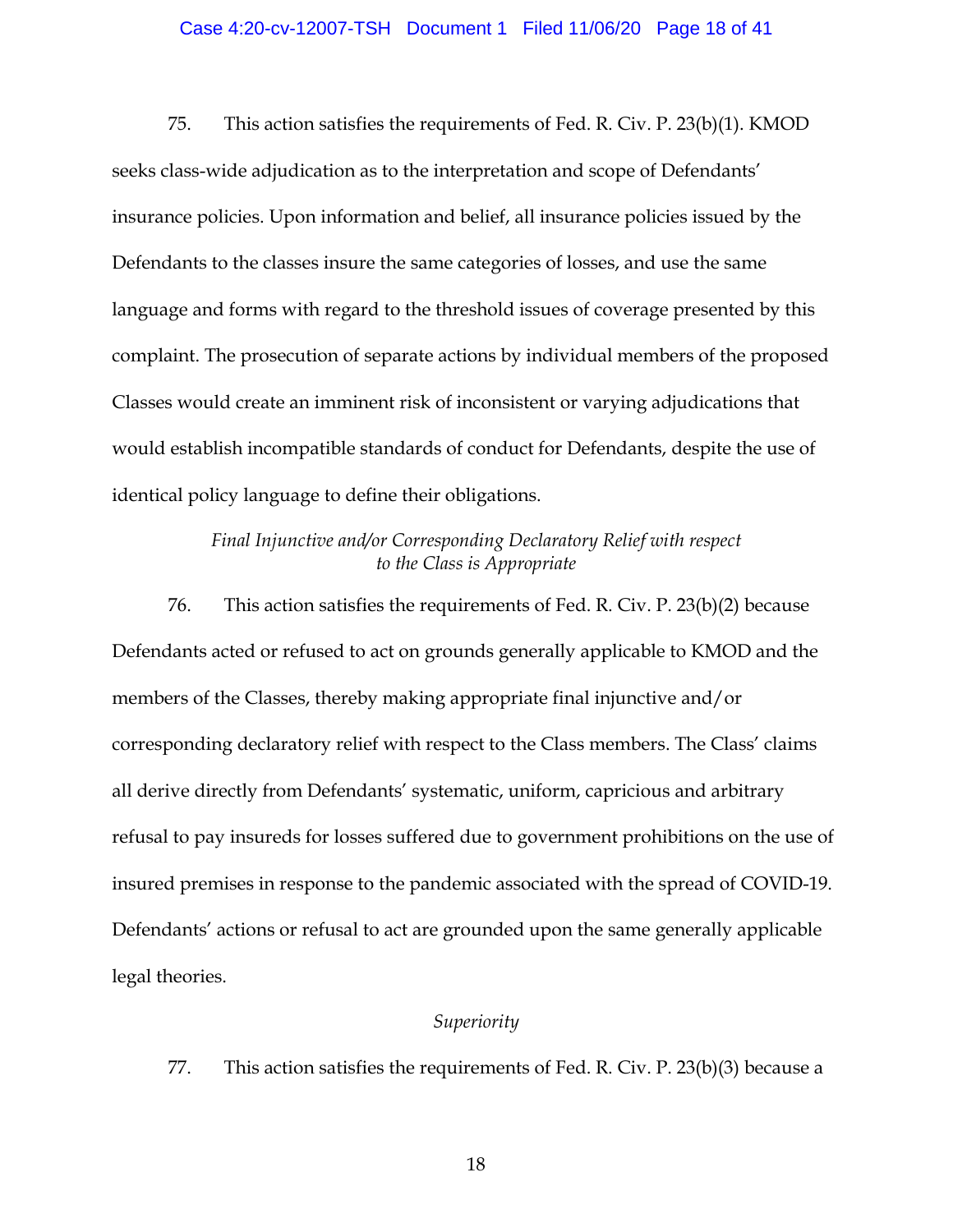75. This action satisfies the requirements of Fed. R. Civ. P. 23(b)(1). KMOD seeks class-wide adjudication as to the interpretation and scope of Defendants' insurance policies. Upon information and belief, all insurance policies issued by the Defendants to the classes insure the same categories of losses, and use the same language and forms with regard to the threshold issues of coverage presented by this complaint. The prosecution of separate actions by individual members of the proposed Classes would create an imminent risk of inconsistent or varying adjudications that would establish incompatible standards of conduct for Defendants, despite the use of identical policy language to define their obligations.

*Final Injunctive and/or Corresponding Declaratory Relief with respect to the Class is Appropriate*

76. This action satisfies the requirements of Fed. R. Civ. P. 23(b)(2) because Defendants acted or refused to act on grounds generally applicable to KMOD and the members of the Classes, thereby making appropriate final injunctive and/or corresponding declaratory relief with respect to the Class members. The Class' claims all derive directly from Defendants' systematic, uniform, capricious and arbitrary refusal to pay insureds for losses suffered due to government prohibitions on the use of insured premises in response to the pandemic associated with the spread of COVID-19. Defendants' actions or refusal to act are grounded upon the same generally applicable legal theories.

*Superiority*

77. This action satisfies the requirements of Fed. R. Civ. P. 23(b)(3) because a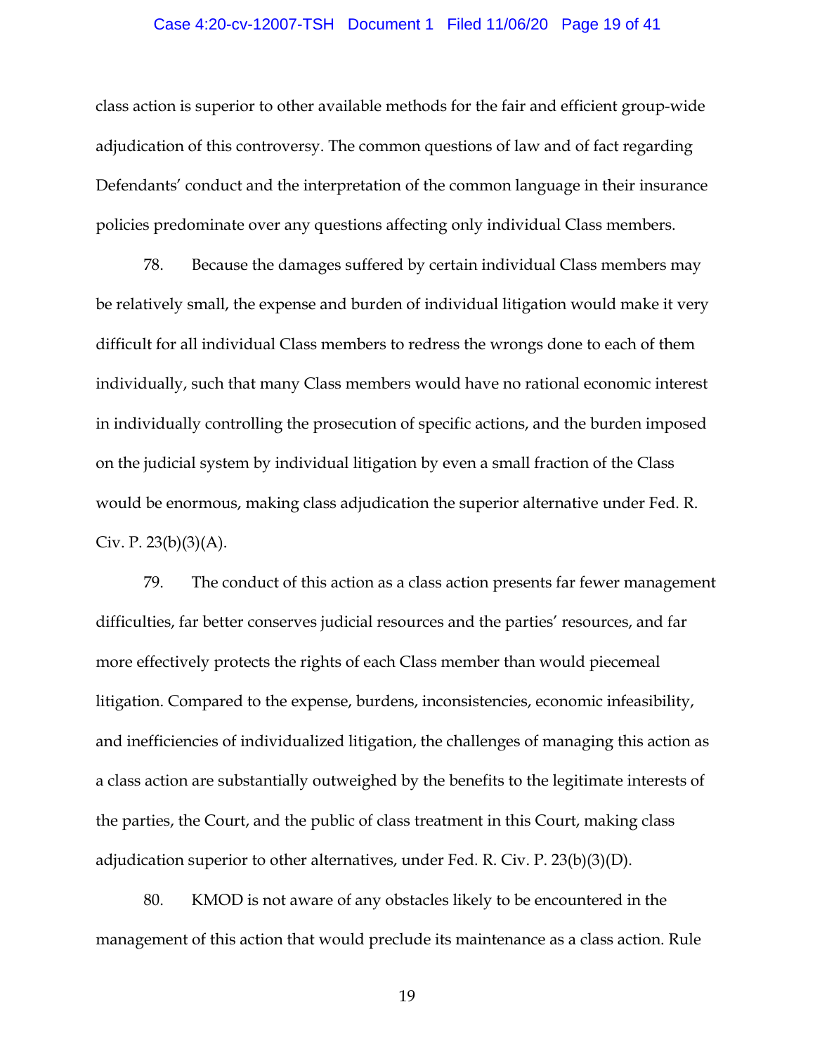class action is superior to other available methods for the fair and efficient group-wide adjudication of this controversy. The common questions of law and of fact regarding Defendants' conduct and the interpretation of the common language in their insurance policies predominate over any questions affecting only individual Class members.

78. Because the damages suffered by certain individual Class members may be relatively small, the expense and burden of individual litigation would make it very difficult for all individual Class members to redress the wrongs done to each of them individually, such that many Class members would have no rational economic interest in individually controlling the prosecution of specific actions, and the burden imposed on the judicial system by individual litigation by even a small fraction of the Class would be enormous, making class adjudication the superior alternative under Fed. R. Civ. P. 23(b)(3)(A).

79. The conduct of this action as a class action presents far fewer management difficulties, far better conserves judicial resources and the parties' resources, and far more effectively protects the rights of each Class member than would piecemeal litigation. Compared to the expense, burdens, inconsistencies, economic infeasibility, and inefficiencies of individualized litigation, the challenges of managing this action as a class action are substantially outweighed by the benefits to the legitimate interests of the parties, the Court, and the public of class treatment in this Court, making class adjudication superior to other alternatives, under Fed. R. Civ. P. 23(b)(3)(D).

80. KMOD is not aware of any obstacles likely to be encountered in the management of this action that would preclude its maintenance as a class action. Rule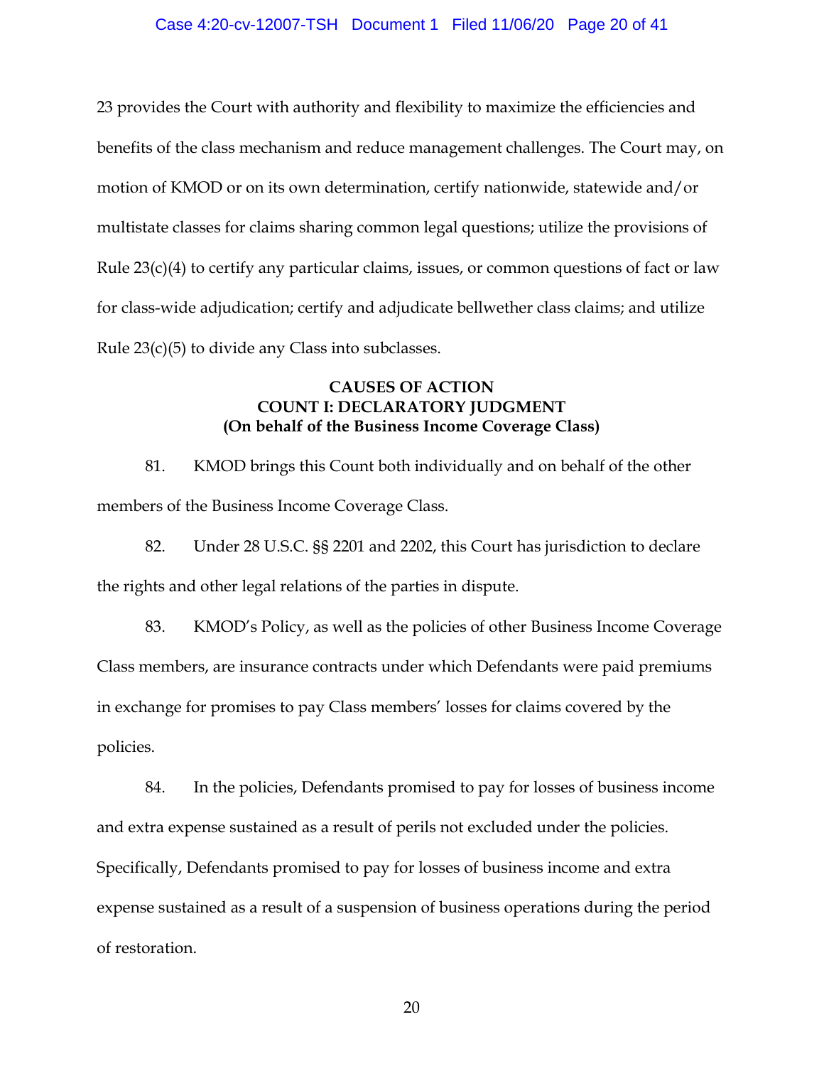23 provides the Court with authority and flexibility to maximize the efficiencies and benefits of the class mechanism and reduce management challenges. The Court may, on motion of KMOD or on its own determination, certify nationwide, statewide and/or multistate classes for claims sharing common legal questions; utilize the provisions of Rule 23(c)(4) to certify any particular claims, issues, or common questions of fact or law for class-wide adjudication; certify and adjudicate bellwether class claims; and utilize Rule 23(c)(5) to divide any Class into subclasses.

## CAUSES OF ACTION

### COUNT I: DECLARATORY JUDGMENT

**(On behalf of the Business Income Coverage Class)**

81. KMOD brings this Count both individually and on behalf of the other members of the Business Income Coverage Class.

82. Under 28 U.S.C. §§ 2201 and 2202, this Court has jurisdiction to declare the rights and other legal relations of the parties in dispute.

83. KMOD's Policy, as well as the policies of other Business Income Coverage Class members, are insurance contracts under which Defendants were paid premiums in exchange for promises to pay Class members' losses for claims covered by the policies.

84. In the policies, Defendants promised to pay for losses of business income and extra expense sustained as a result of perils not excluded under the policies. Specifically, Defendants promised to pay for losses of business income and extra expense sustained as a result of a suspension of business operations during the period of restoration.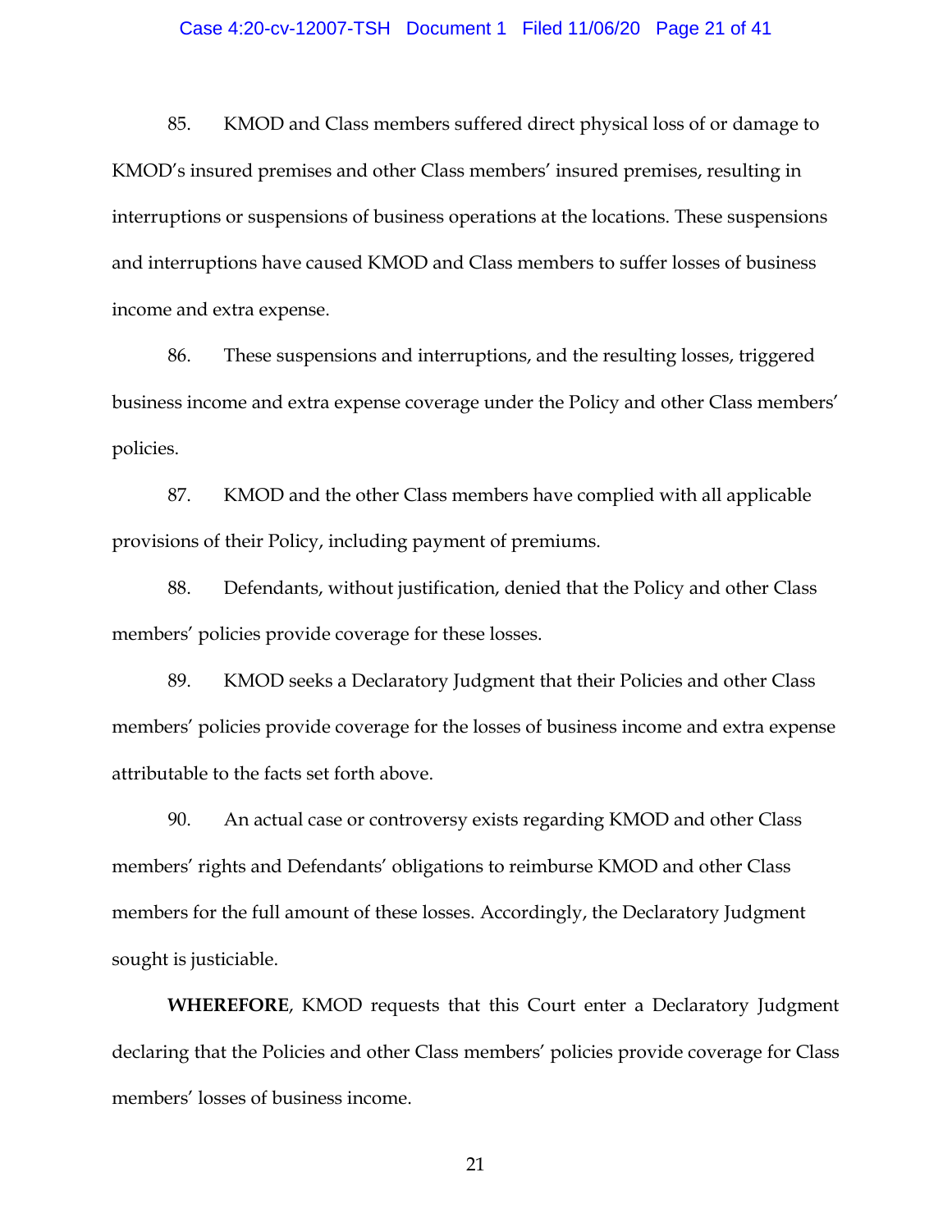85. KMOD and Class members suffered direct physical loss of or damage to KMOD's insured premises and other Class members' insured premises, resulting in interruptions or suspensions of business operations at the locations. These suspensions and interruptions have caused KMOD and Class members to suffer losses of business income and extra expense.

86. These suspensions and interruptions, and the resulting losses, triggered business income and extra expense coverage under the Policy and other Class members' policies.

87. KMOD and the other Class members have complied with all applicable provisions of their Policy, including payment of premiums.

88. Defendants, without justification, denied that the Policy and other Class members' policies provide coverage for these losses.

89. KMOD seeks a Declaratory Judgment that their Policies and other Class members' policies provide coverage for the losses of business income and extra expense attributable to the facts set forth above.

90. An actual case or controversy exists regarding KMOD and other Class members' rights and Defendants' obligations to reimburse KMOD and other Class members for the full amount of these losses. Accordingly, the Declaratory Judgment sought is justiciable.

**WHEREFORE**, KMOD requests that this Court enter a Declaratory Judgment declaring that the Policies and other Class members' policies provide coverage for Class members' losses of business income.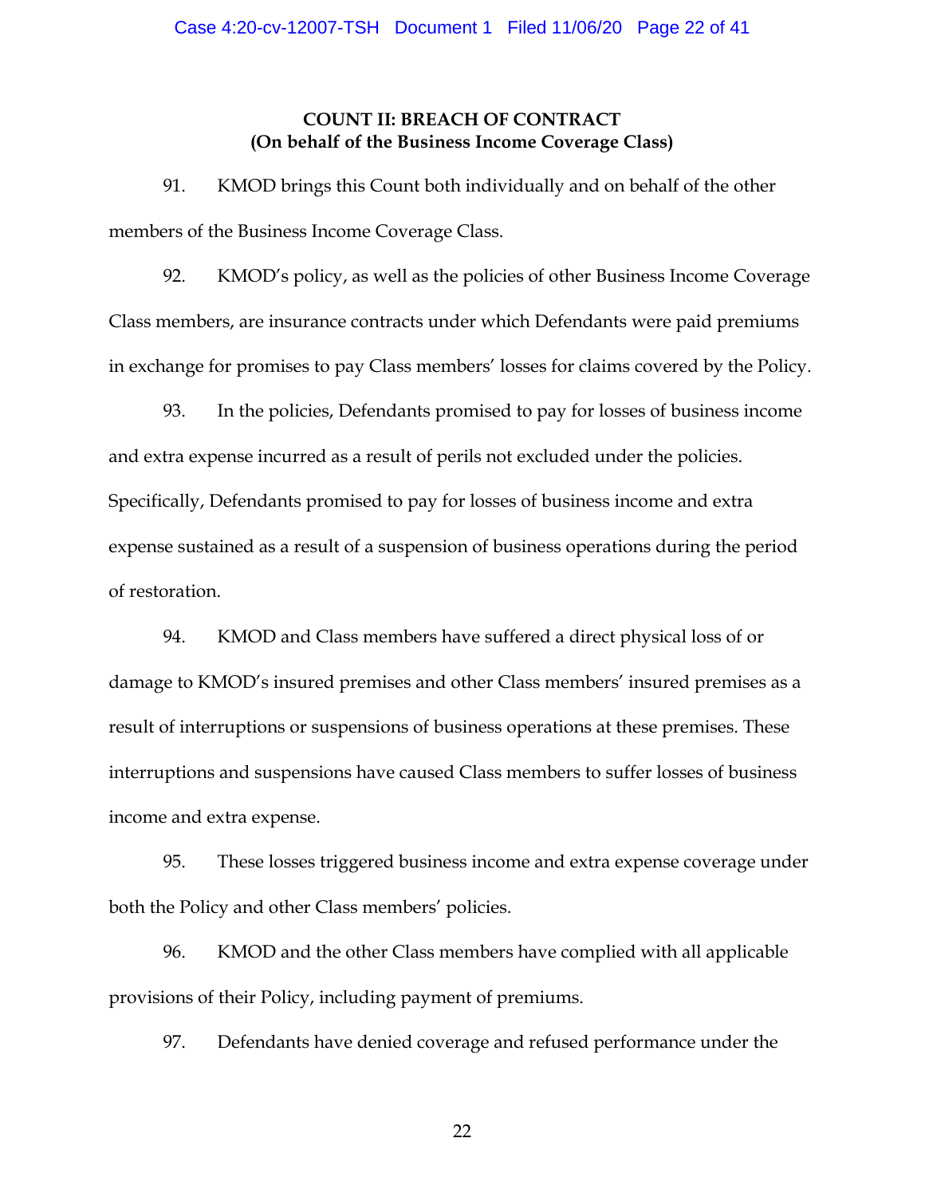**COUNT II: BREACH OF CONTRACT**
**(On behalf of the Business Income Coverage Class)**

91. KMOD brings this Count both individually and on behalf of the other members of the Business Income Coverage Class.

92. KMOD's policy, as well as the policies of other Business Income Coverage Class members, are insurance contracts under which Defendants were paid premiums in exchange for promises to pay Class members' losses for claims covered by the Policy.

93. In the policies, Defendants promised to pay for losses of business income and extra expense incurred as a result of perils not excluded under the policies. Specifically, Defendants promised to pay for losses of business income and extra expense sustained as a result of a suspension of business operations during the period of restoration.

94. KMOD and Class members have suffered a direct physical loss of or damage to KMOD's insured premises and other Class members' insured premises as a result of interruptions or suspensions of business operations at these premises. These interruptions and suspensions have caused Class members to suffer losses of business income and extra expense.

95. These losses triggered business income and extra expense coverage under both the Policy and other Class members' policies.

96. KMOD and the other Class members have complied with all applicable provisions of their Policy, including payment of premiums.

97. Defendants have denied coverage and refused performance under the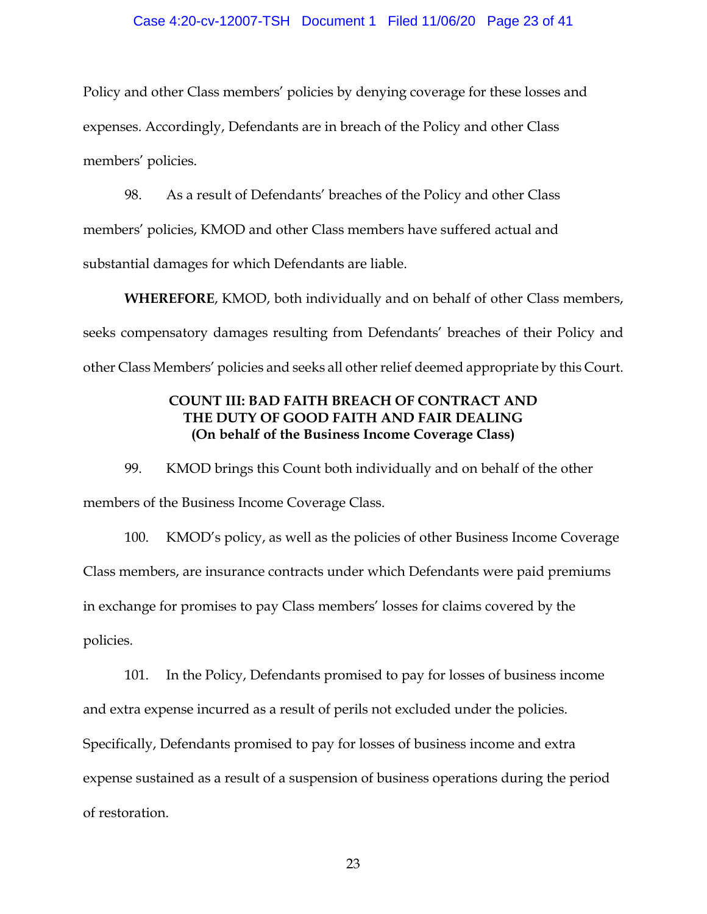Policy and other Class members' policies by denying coverage for these losses and expenses. Accordingly, Defendants are in breach of the Policy and other Class members' policies.

98. As a result of Defendants' breaches of the Policy and other Class members' policies, KMOD and other Class members have suffered actual and substantial damages for which Defendants are liable.

**WHEREFORE**, KMOD, both individually and on behalf of other Class members, seeks compensatory damages resulting from Defendants' breaches of their Policy and other Class Members' policies and seeks all other relief deemed appropriate by this Court.

**COUNT III: BAD FAITH BREACH OF CONTRACT AND THE DUTY OF GOOD FAITH AND FAIR DEALING (On behalf of the Business Income Coverage Class)**

99. KMOD brings this Count both individually and on behalf of the other members of the Business Income Coverage Class.

100. KMOD's policy, as well as the policies of other Business Income Coverage Class members, are insurance contracts under which Defendants were paid premiums in exchange for promises to pay Class members' losses for claims covered by the policies.

101. In the Policy, Defendants promised to pay for losses of business income and extra expense incurred as a result of perils not excluded under the policies. Specifically, Defendants promised to pay for losses of business income and extra expense sustained as a result of a suspension of business operations during the period of restoration.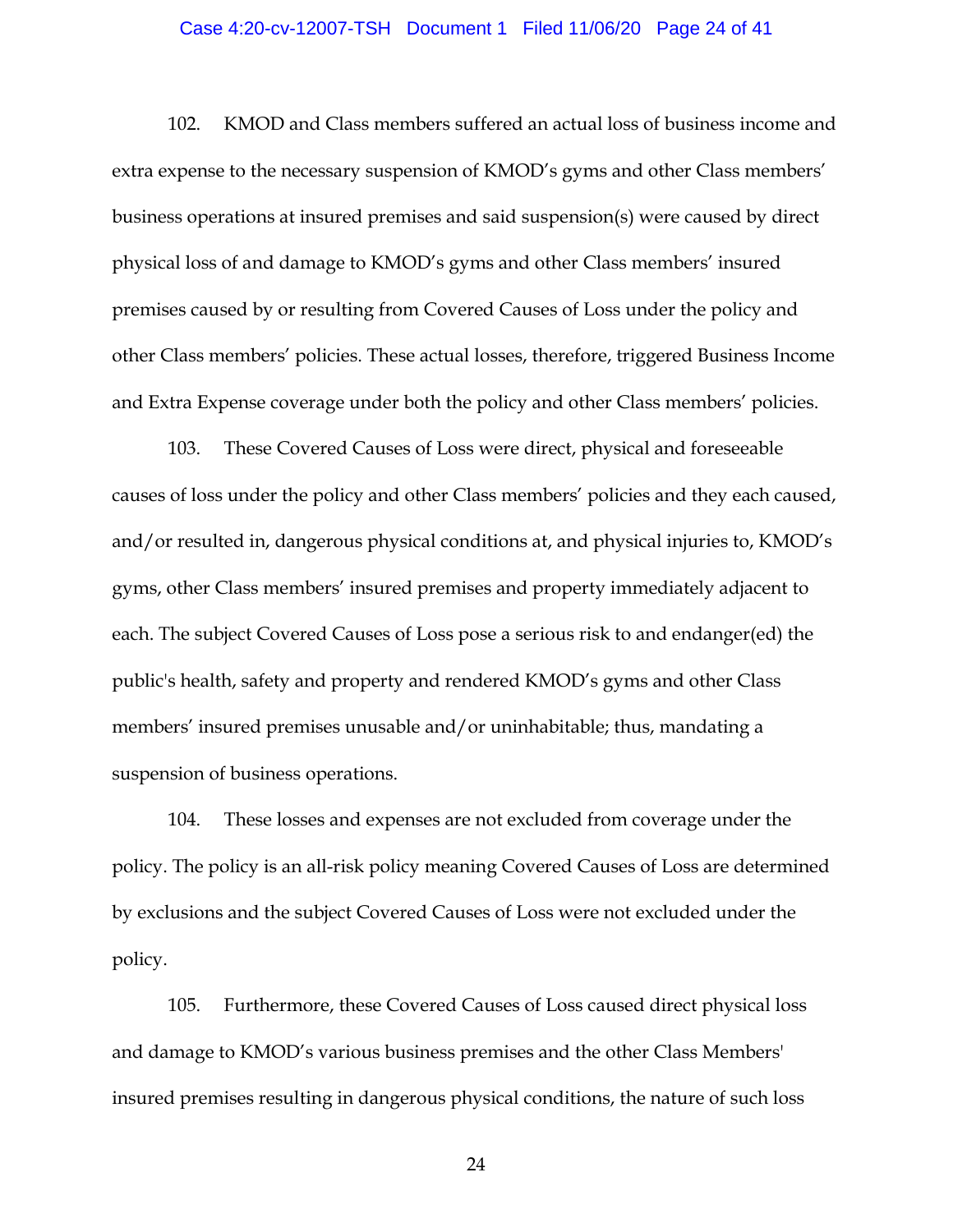102. KMOD and Class members suffered an actual loss of business income and extra expense to the necessary suspension of KMOD's gyms and other Class members' business operations at insured premises and said suspension(s) were caused by direct physical loss of and damage to KMOD's gyms and other Class members' insured premises caused by or resulting from Covered Causes of Loss under the policy and other Class members' policies. These actual losses, therefore, triggered Business Income and Extra Expense coverage under both the policy and other Class members' policies.

103. These Covered Causes of Loss were direct, physical and foreseeable causes of loss under the policy and other Class members' policies and they each caused, and/or resulted in, dangerous physical conditions at, and physical injuries to, KMOD's gyms, other Class members' insured premises and property immediately adjacent to each. The subject Covered Causes of Loss pose a serious risk to and endanger(ed) the public's health, safety and property and rendered KMOD's gyms and other Class members' insured premises unusable and/or uninhabitable; thus, mandating a suspension of business operations.

104. These losses and expenses are not excluded from coverage under the policy. The policy is an all-risk policy meaning Covered Causes of Loss are determined by exclusions and the subject Covered Causes of Loss were not excluded under the policy.

105. Furthermore, these Covered Causes of Loss caused direct physical loss and damage to KMOD's various business premises and the other Class Members' insured premises resulting in dangerous physical conditions, the nature of such loss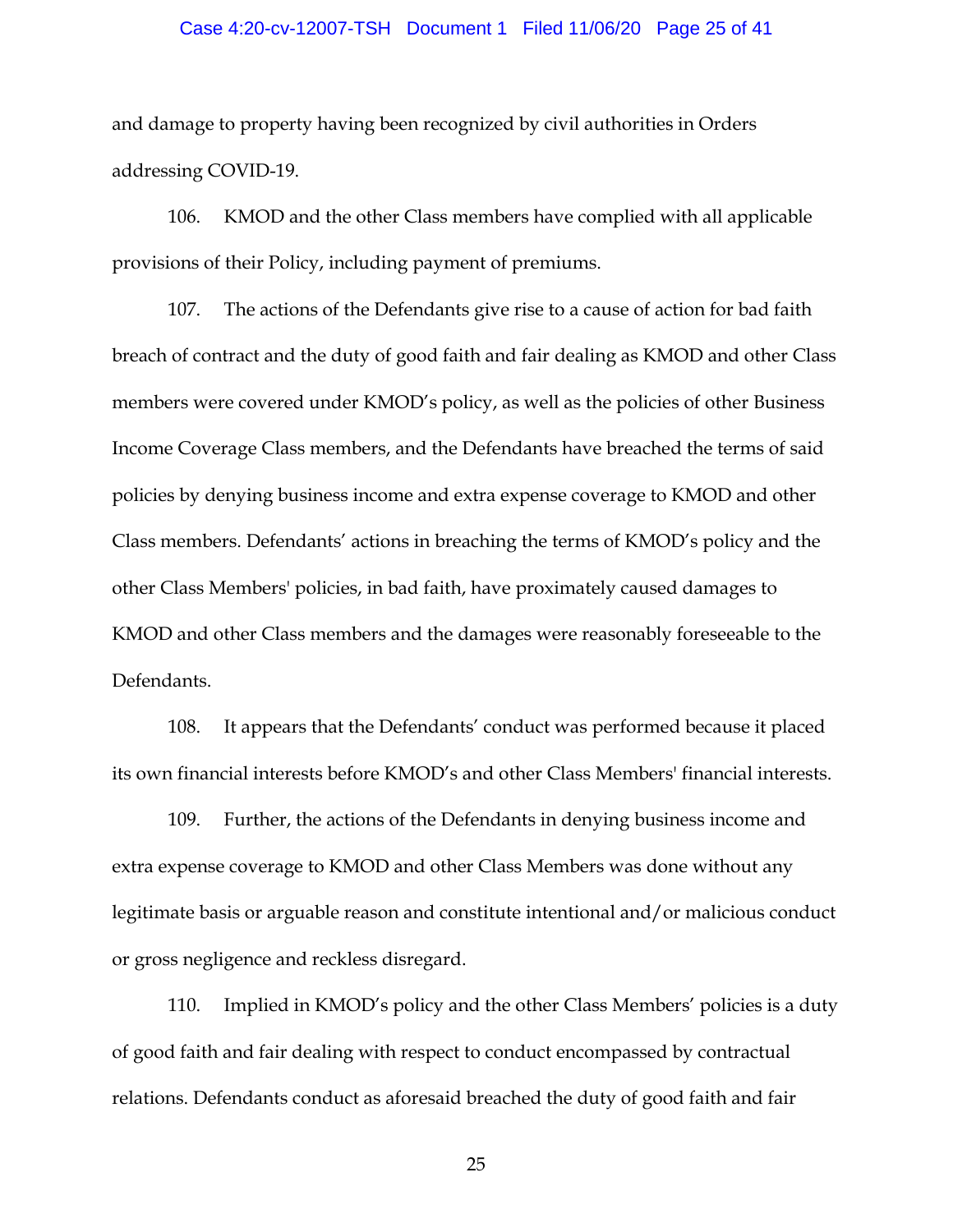and damage to property having been recognized by civil authorities in Orders addressing COVID-19.

106. KMOD and the other Class members have complied with all applicable provisions of their Policy, including payment of premiums.

107. The actions of the Defendants give rise to a cause of action for bad faith breach of contract and the duty of good faith and fair dealing as KMOD and other Class members were covered under KMOD's policy, as well as the policies of other Business Income Coverage Class members, and the Defendants have breached the terms of said policies by denying business income and extra expense coverage to KMOD and other Class members. Defendants' actions in breaching the terms of KMOD's policy and the other Class Members' policies, in bad faith, have proximately caused damages to KMOD and other Class members and the damages were reasonably foreseeable to the Defendants.

108. It appears that the Defendants' conduct was performed because it placed its own financial interests before KMOD's and other Class Members' financial interests.

109. Further, the actions of the Defendants in denying business income and extra expense coverage to KMOD and other Class Members was done without any legitimate basis or arguable reason and constitute intentional and/or malicious conduct or gross negligence and reckless disregard.

110. Implied in KMOD's policy and the other Class Members' policies is a duty of good faith and fair dealing with respect to conduct encompassed by contractual relations. Defendants conduct as aforesaid breached the duty of good faith and fair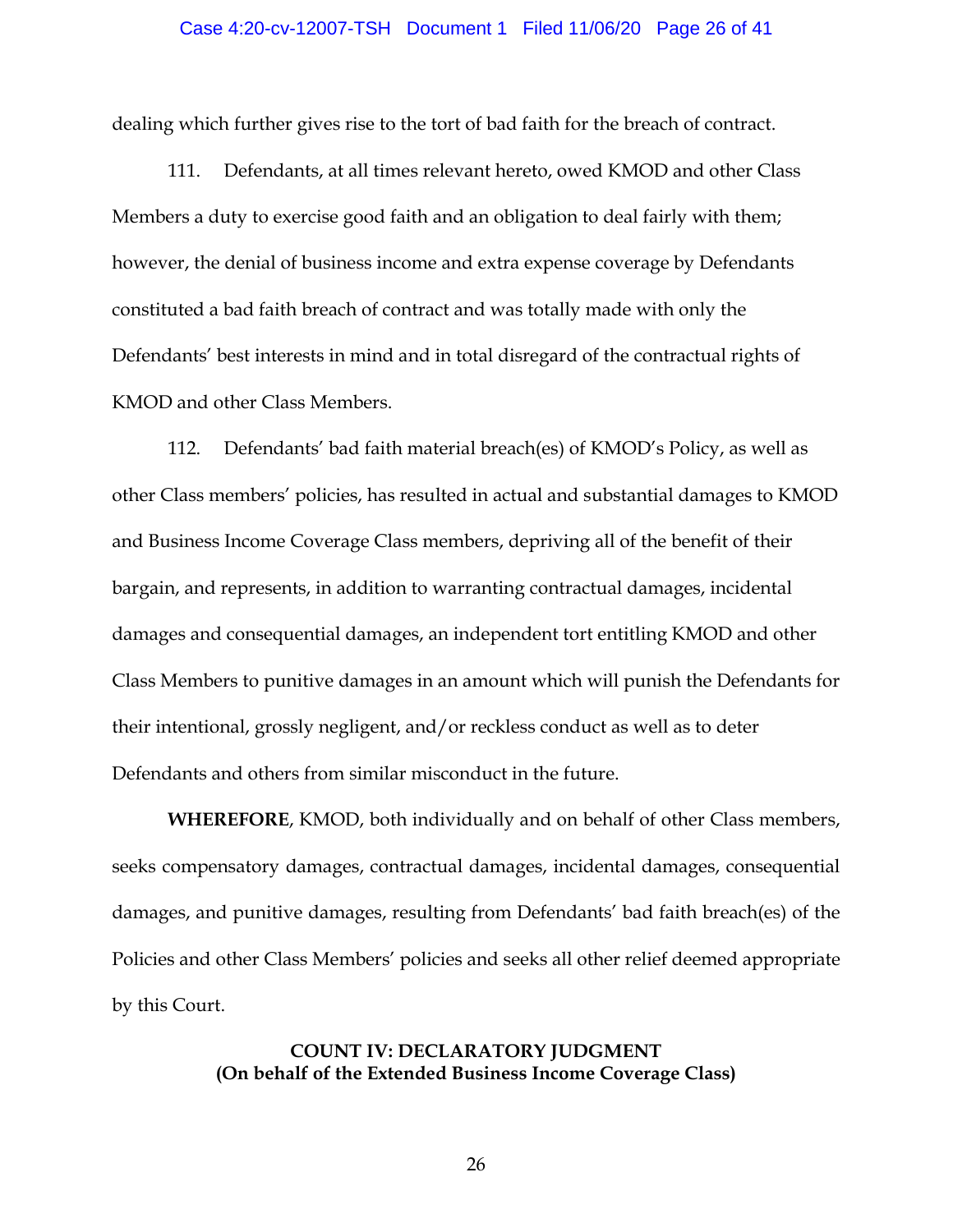dealing which further gives rise to the tort of bad faith for the breach of contract.

111. Defendants, at all times relevant hereto, owed KMOD and other Class Members a duty to exercise good faith and an obligation to deal fairly with them; however, the denial of business income and extra expense coverage by Defendants constituted a bad faith breach of contract and was totally made with only the Defendants' best interests in mind and in total disregard of the contractual rights of KMOD and other Class Members.

112. Defendants' bad faith material breach(es) of KMOD's Policy, as well as other Class members' policies, has resulted in actual and substantial damages to KMOD and Business Income Coverage Class members, depriving all of the benefit of their bargain, and represents, in addition to warranting contractual damages, incidental damages and consequential damages, an independent tort entitling KMOD and other Class Members to punitive damages in an amount which will punish the Defendants for their intentional, grossly negligent, and/or reckless conduct as well as to deter Defendants and others from similar misconduct in the future.

**WHEREFORE**, KMOD, both individually and on behalf of other Class members, seeks compensatory damages, contractual damages, incidental damages, consequential damages, and punitive damages, resulting from Defendants' bad faith breach(es) of the Policies and other Class Members' policies and seeks all other relief deemed appropriate by this Court.

**COUNT IV: DECLARATORY JUDGMENT**
**(On behalf of the Extended Business Income Coverage Class)**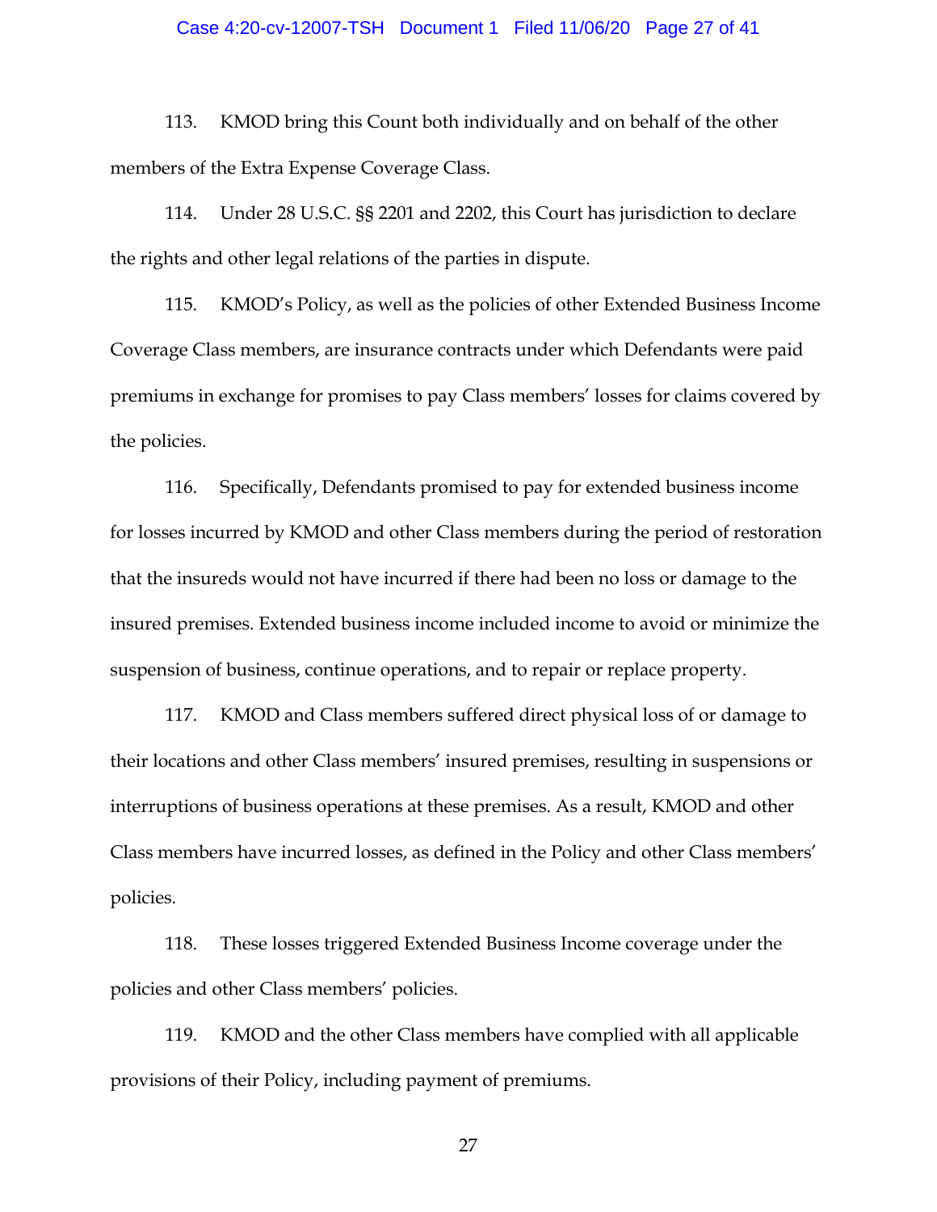113. KMOD bring this Count both individually and on behalf of the other members of the Extra Expense Coverage Class.

114. Under 28 U.S.C. §§ 2201 and 2202, this Court has jurisdiction to declare the rights and other legal relations of the parties in dispute.

115. KMOD's Policy, as well as the policies of other Extended Business Income Coverage Class members, are insurance contracts under which Defendants were paid premiums in exchange for promises to pay Class members' losses for claims covered by the policies.

116. Specifically, Defendants promised to pay for extended business income for losses incurred by KMOD and other Class members during the period of restoration that the insureds would not have incurred if there had been no loss or damage to the insured premises. Extended business income included income to avoid or minimize the suspension of business, continue operations, and to repair or replace property.

117. KMOD and Class members suffered direct physical loss of or damage to their locations and other Class members' insured premises, resulting in suspensions or interruptions of business operations at these premises. As a result, KMOD and other Class members have incurred losses, as defined in the Policy and other Class members' policies.

118. These losses triggered Extended Business Income coverage under the policies and other Class members' policies.

119. KMOD and the other Class members have complied with all applicable provisions of their Policy, including payment of premiums.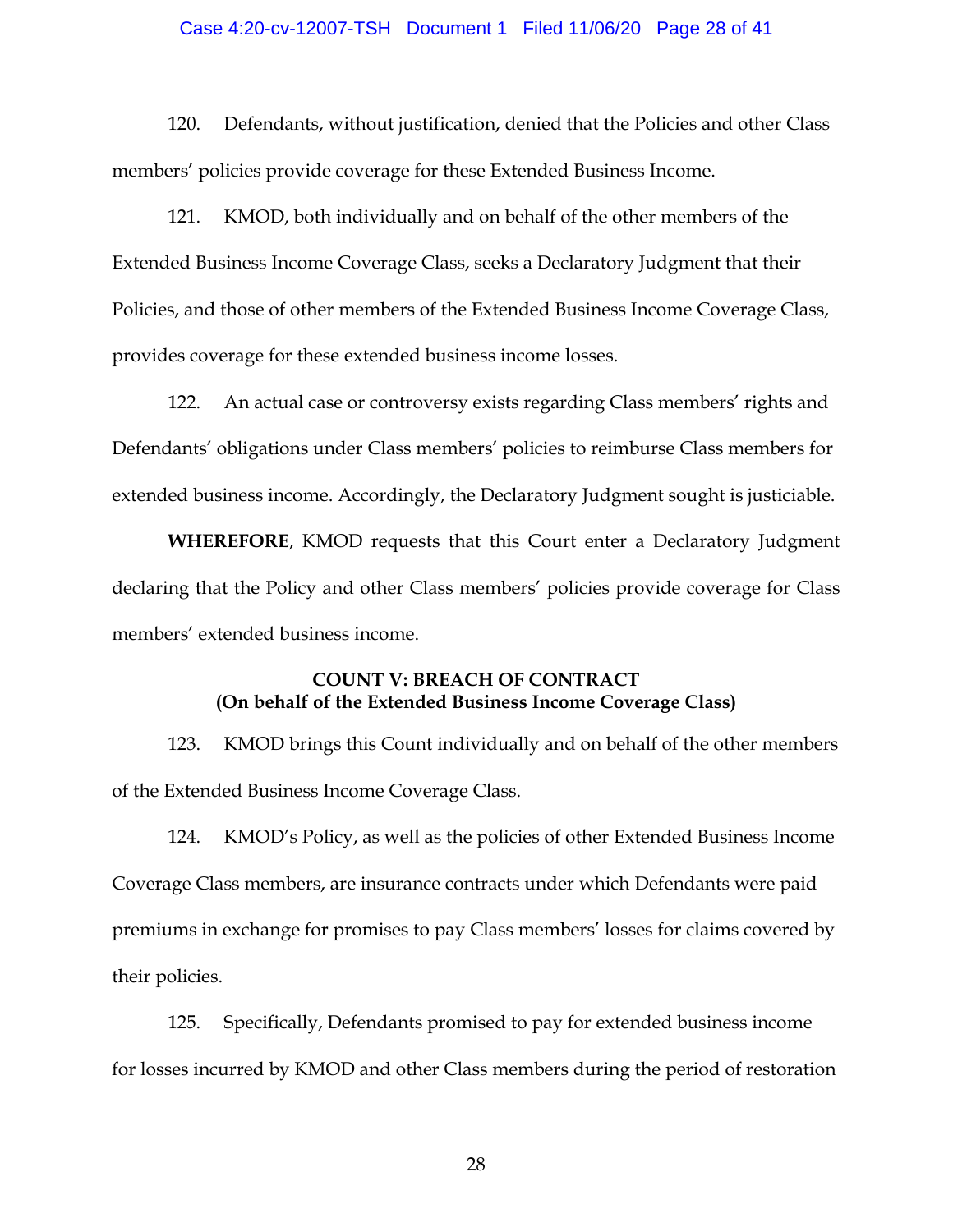120. Defendants, without justification, denied that the Policies and other Class members' policies provide coverage for these Extended Business Income.

121. KMOD, both individually and on behalf of the other members of the Extended Business Income Coverage Class, seeks a Declaratory Judgment that their Policies, and those of other members of the Extended Business Income Coverage Class, provides coverage for these extended business income losses.

122. An actual case or controversy exists regarding Class members' rights and Defendants' obligations under Class members' policies to reimburse Class members for extended business income. Accordingly, the Declaratory Judgment sought is justiciable.

**WHEREFORE**, KMOD requests that this Court enter a Declaratory Judgment declaring that the Policy and other Class members' policies provide coverage for Class members' extended business income.

**COUNT V: BREACH OF CONTRACT**
**(On behalf of the Extended Business Income Coverage Class)**

123. KMOD brings this Count individually and on behalf of the other members of the Extended Business Income Coverage Class.

124. KMOD's Policy, as well as the policies of other Extended Business Income Coverage Class members, are insurance contracts under which Defendants were paid premiums in exchange for promises to pay Class members' losses for claims covered by their policies.

125. Specifically, Defendants promised to pay for extended business income for losses incurred by KMOD and other Class members during the period of restoration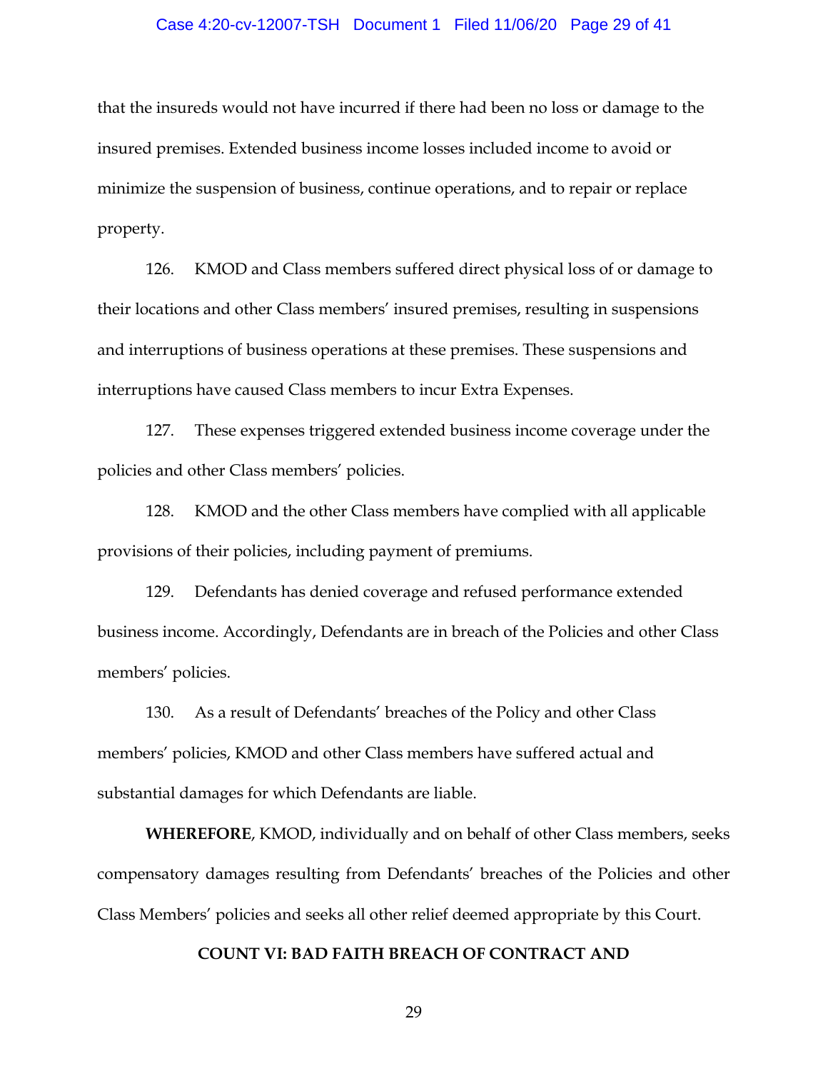that the insureds would not have incurred if there had been no loss or damage to the insured premises. Extended business income losses included income to avoid or minimize the suspension of business, continue operations, and to repair or replace property.

126. KMOD and Class members suffered direct physical loss of or damage to their locations and other Class members' insured premises, resulting in suspensions and interruptions of business operations at these premises. These suspensions and interruptions have caused Class members to incur Extra Expenses.

127. These expenses triggered extended business income coverage under the policies and other Class members' policies.

128. KMOD and the other Class members have complied with all applicable provisions of their policies, including payment of premiums.

129. Defendants has denied coverage and refused performance extended business income. Accordingly, Defendants are in breach of the Policies and other Class members' policies.

130. As a result of Defendants' breaches of the Policy and other Class members' policies, KMOD and other Class members have suffered actual and substantial damages for which Defendants are liable.

**WHEREFORE**, KMOD, individually and on behalf of other Class members, seeks compensatory damages resulting from Defendants' breaches of the Policies and other Class Members' policies and seeks all other relief deemed appropriate by this Court.

## COUNT VI: BAD FAITH BREACH OF CONTRACT AND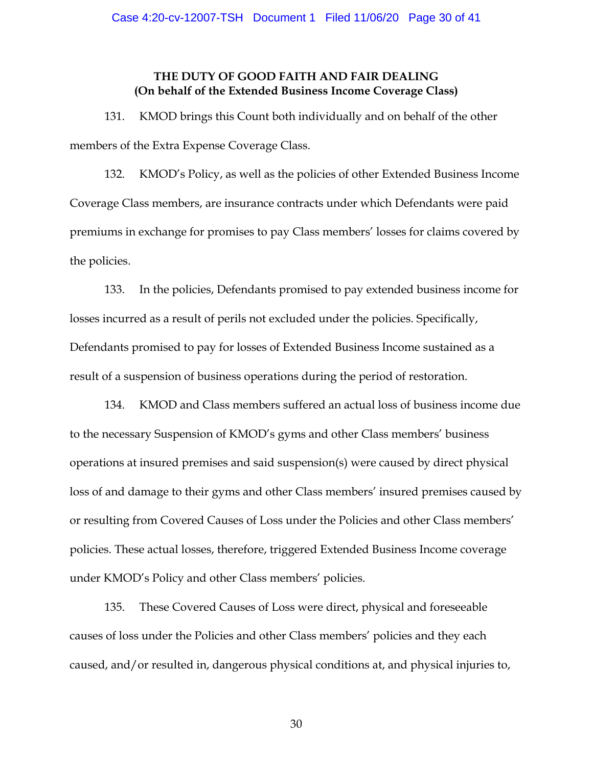**THE DUTY OF GOOD FAITH AND FAIR DEALING**
**(On behalf of the Extended Business Income Coverage Class)**

131. KMOD brings this Count both individually and on behalf of the other members of the Extra Expense Coverage Class.

132. KMOD's Policy, as well as the policies of other Extended Business Income Coverage Class members, are insurance contracts under which Defendants were paid premiums in exchange for promises to pay Class members' losses for claims covered by the policies.

133. In the policies, Defendants promised to pay extended business income for losses incurred as a result of perils not excluded under the policies. Specifically, Defendants promised to pay for losses of Extended Business Income sustained as a result of a suspension of business operations during the period of restoration.

134. KMOD and Class members suffered an actual loss of business income due to the necessary Suspension of KMOD's gyms and other Class members' business operations at insured premises and said suspension(s) were caused by direct physical loss of and damage to their gyms and other Class members' insured premises caused by or resulting from Covered Causes of Loss under the Policies and other Class members' policies. These actual losses, therefore, triggered Extended Business Income coverage under KMOD's Policy and other Class members' policies.

135. These Covered Causes of Loss were direct, physical and foreseeable causes of loss under the Policies and other Class members' policies and they each caused, and/or resulted in, dangerous physical conditions at, and physical injuries to,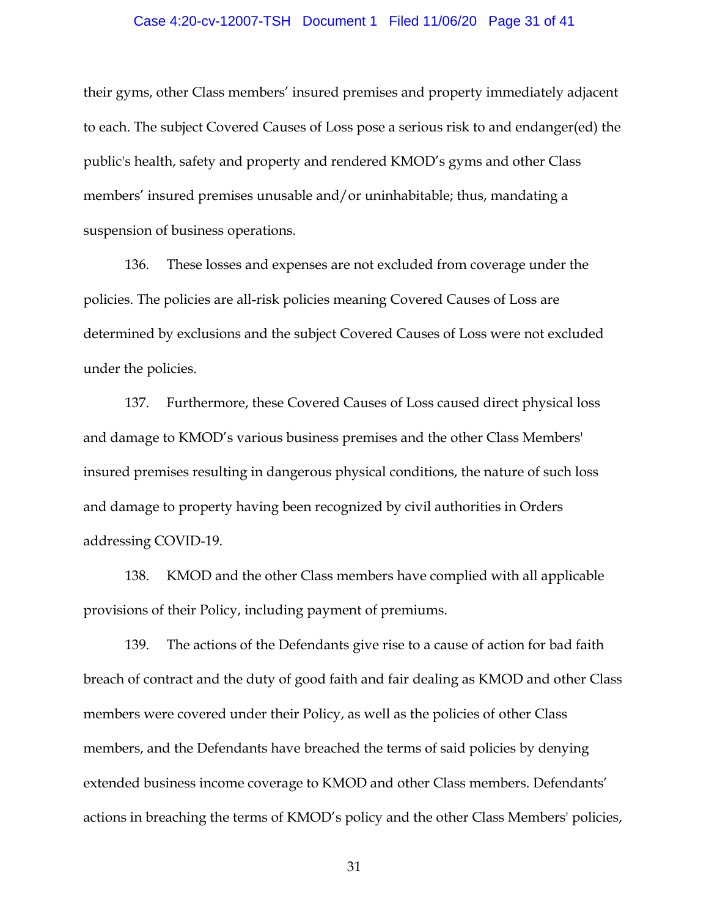their gyms, other Class members' insured premises and property immediately adjacent to each. The subject Covered Causes of Loss pose a serious risk to and endanger(ed) the public's health, safety and property and rendered KMOD's gyms and other Class members' insured premises unusable and/or uninhabitable; thus, mandating a suspension of business operations.

136. These losses and expenses are not excluded from coverage under the policies. The policies are all-risk policies meaning Covered Causes of Loss are determined by exclusions and the subject Covered Causes of Loss were not excluded under the policies.

137. Furthermore, these Covered Causes of Loss caused direct physical loss and damage to KMOD's various business premises and the other Class Members' insured premises resulting in dangerous physical conditions, the nature of such loss and damage to property having been recognized by civil authorities in Orders addressing COVID-19.

138. KMOD and the other Class members have complied with all applicable provisions of their Policy, including payment of premiums.

139. The actions of the Defendants give rise to a cause of action for bad faith breach of contract and the duty of good faith and fair dealing as KMOD and other Class members were covered under their Policy, as well as the policies of other Class members, and the Defendants have breached the terms of said policies by denying extended business income coverage to KMOD and other Class members. Defendants' actions in breaching the terms of KMOD's policy and the other Class Members' policies,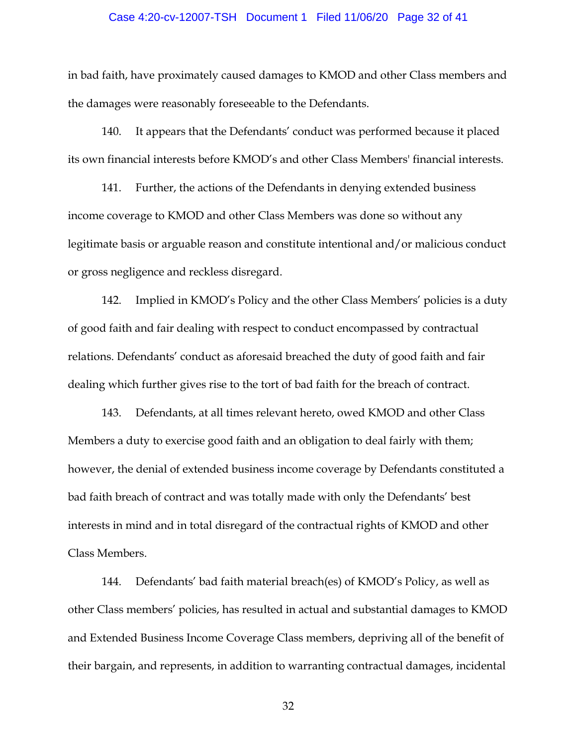in bad faith, have proximately caused damages to KMOD and other Class members and the damages were reasonably foreseeable to the Defendants.

140. It appears that the Defendants' conduct was performed because it placed its own financial interests before KMOD's and other Class Members' financial interests.

141. Further, the actions of the Defendants in denying extended business income coverage to KMOD and other Class Members was done so without any legitimate basis or arguable reason and constitute intentional and/or malicious conduct or gross negligence and reckless disregard.

142. Implied in KMOD's Policy and the other Class Members' policies is a duty of good faith and fair dealing with respect to conduct encompassed by contractual relations. Defendants' conduct as aforesaid breached the duty of good faith and fair dealing which further gives rise to the tort of bad faith for the breach of contract.

143. Defendants, at all times relevant hereto, owed KMOD and other Class Members a duty to exercise good faith and an obligation to deal fairly with them; however, the denial of extended business income coverage by Defendants constituted a bad faith breach of contract and was totally made with only the Defendants' best interests in mind and in total disregard of the contractual rights of KMOD and other Class Members.

144. Defendants' bad faith material breach(es) of KMOD's Policy, as well as other Class members' policies, has resulted in actual and substantial damages to KMOD and Extended Business Income Coverage Class members, depriving all of the benefit of their bargain, and represents, in addition to warranting contractual damages, incidental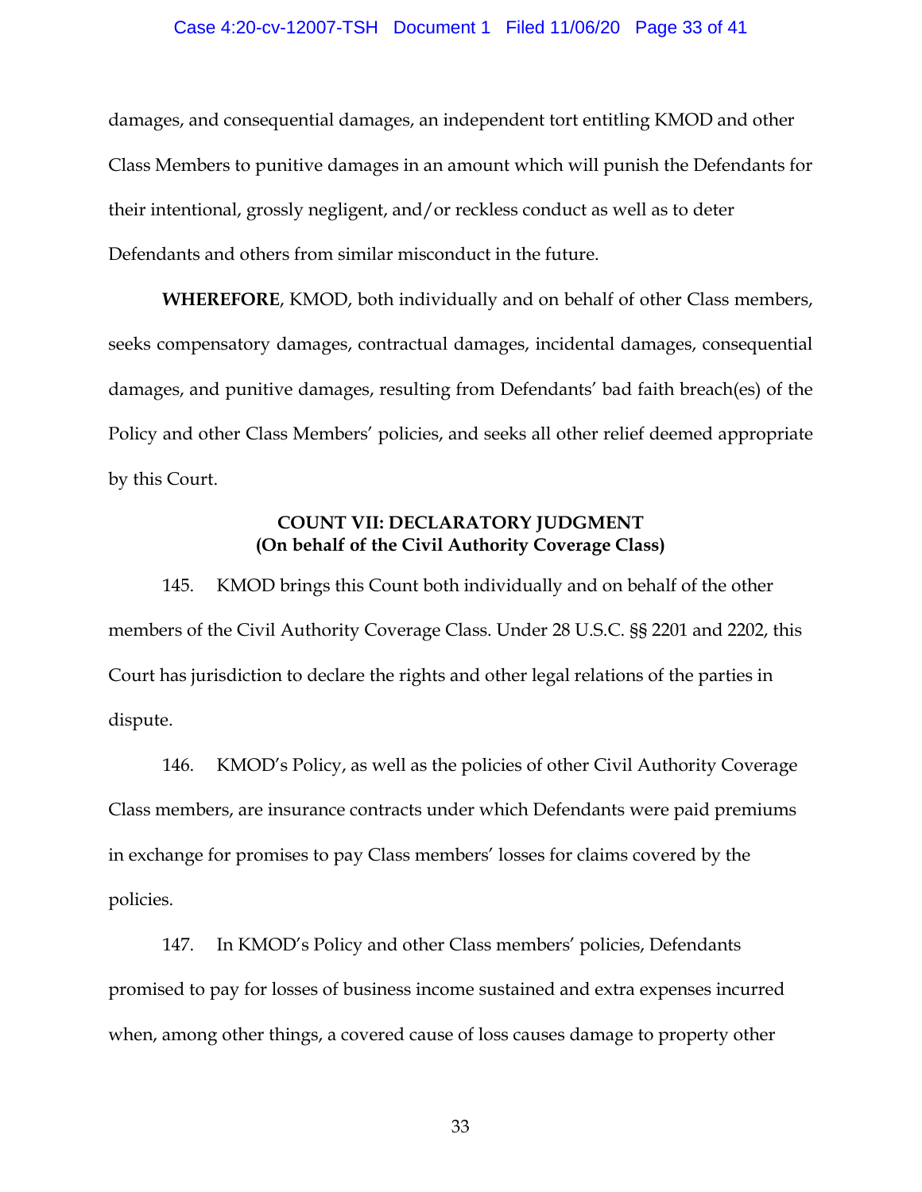damages, and consequential damages, an independent tort entitling KMOD and other Class Members to punitive damages in an amount which will punish the Defendants for their intentional, grossly negligent, and/or reckless conduct as well as to deter Defendants and others from similar misconduct in the future.

**WHEREFORE**, KMOD, both individually and on behalf of other Class members, seeks compensatory damages, contractual damages, incidental damages, consequential damages, and punitive damages, resulting from Defendants' bad faith breach(es) of the Policy and other Class Members' policies, and seeks all other relief deemed appropriate by this Court.

**COUNT VII: DECLARATORY JUDGMENT**
**(On behalf of the Civil Authority Coverage Class)**

145. KMOD brings this Count both individually and on behalf of the other members of the Civil Authority Coverage Class. Under 28 U.S.C. §§ 2201 and 2202, this Court has jurisdiction to declare the rights and other legal relations of the parties in dispute.

146. KMOD's Policy, as well as the policies of other Civil Authority Coverage Class members, are insurance contracts under which Defendants were paid premiums in exchange for promises to pay Class members' losses for claims covered by the policies.

147. In KMOD's Policy and other Class members' policies, Defendants promised to pay for losses of business income sustained and extra expenses incurred when, among other things, a covered cause of loss causes damage to property other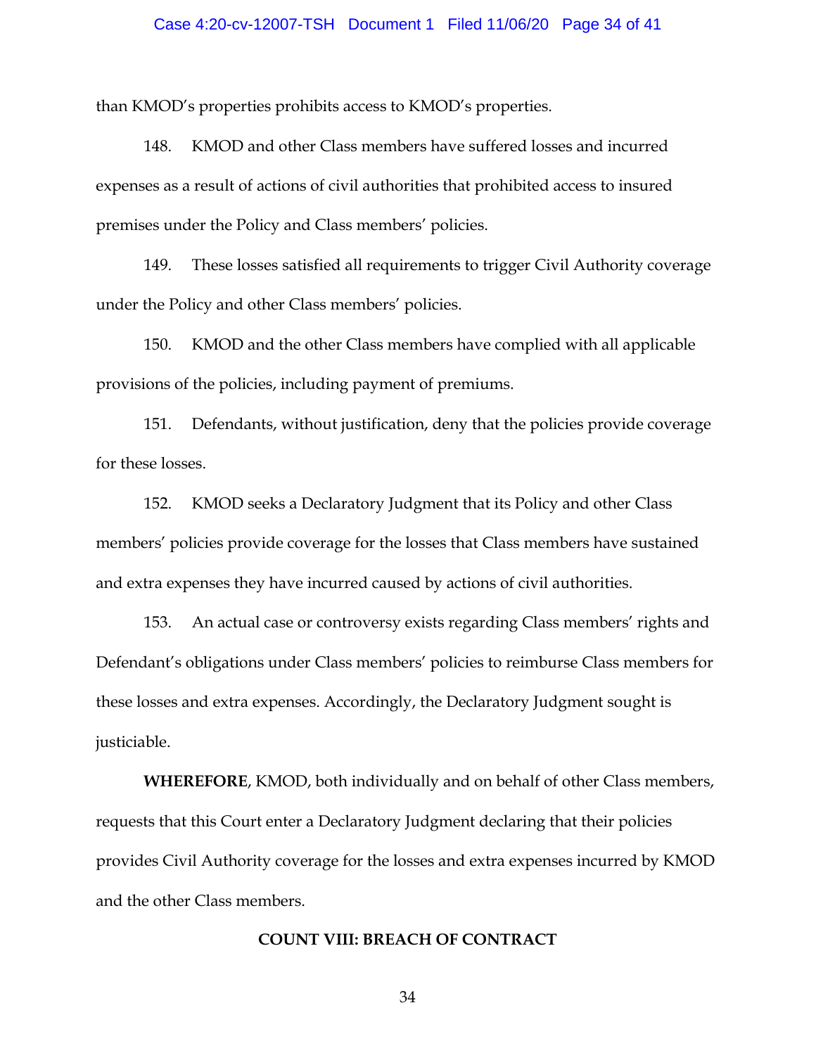than KMOD's properties prohibits access to KMOD's properties.

148. KMOD and other Class members have suffered losses and incurred expenses as a result of actions of civil authorities that prohibited access to insured premises under the Policy and Class members' policies.

149. These losses satisfied all requirements to trigger Civil Authority coverage under the Policy and other Class members' policies.

150. KMOD and the other Class members have complied with all applicable provisions of the policies, including payment of premiums.

151. Defendants, without justification, deny that the policies provide coverage for these losses.

152. KMOD seeks a Declaratory Judgment that its Policy and other Class members' policies provide coverage for the losses that Class members have sustained and extra expenses they have incurred caused by actions of civil authorities.

153. An actual case or controversy exists regarding Class members' rights and Defendant's obligations under Class members' policies to reimburse Class members for these losses and extra expenses. Accordingly, the Declaratory Judgment sought is justiciable.

**WHEREFORE**, KMOD, both individually and on behalf of other Class members, requests that this Court enter a Declaratory Judgment declaring that their policies provides Civil Authority coverage for the losses and extra expenses incurred by KMOD and the other Class members.

## COUNT VIII: BREACH OF CONTRACT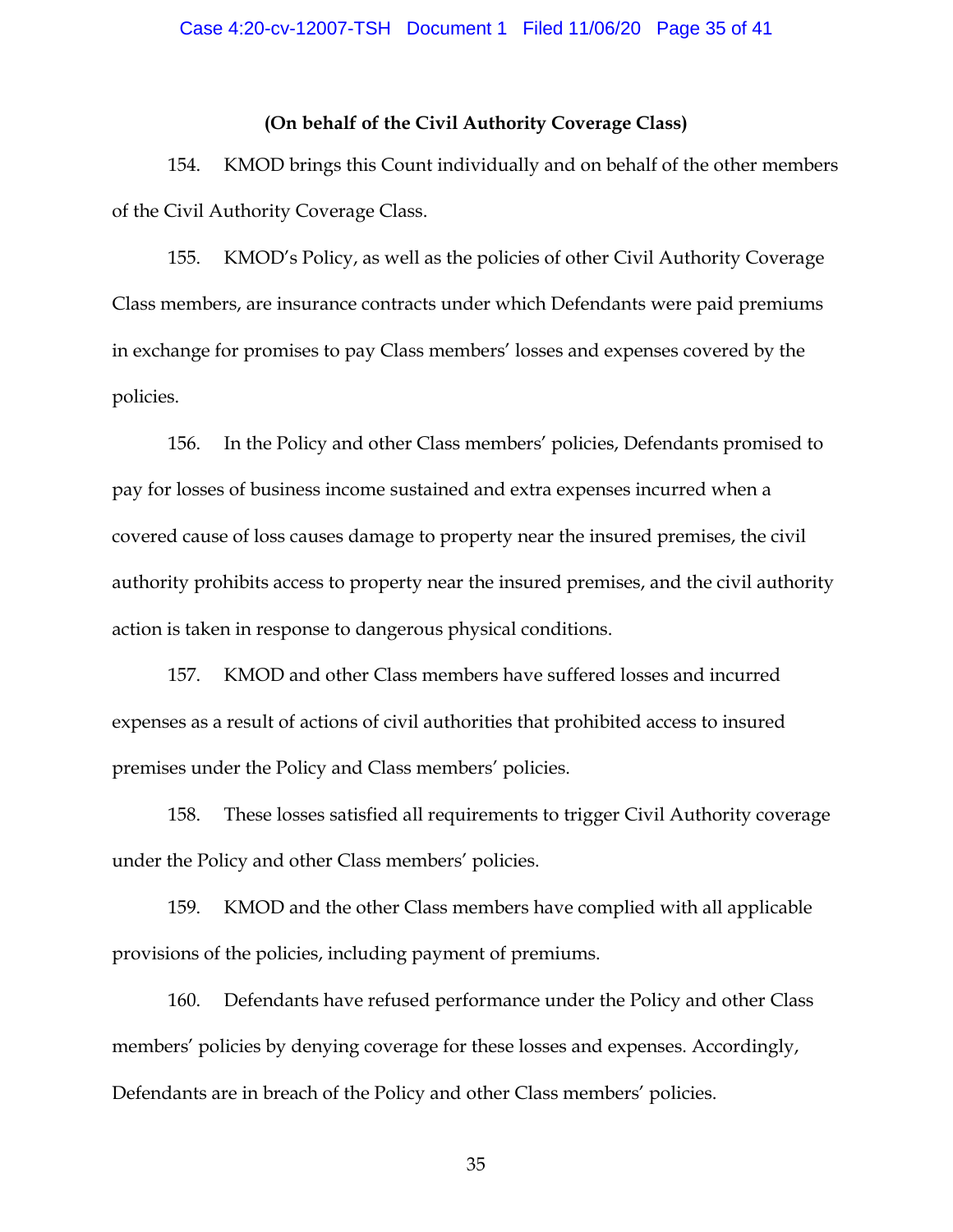**(On behalf of the Civil Authority Coverage Class)**

154. KMOD brings this Count individually and on behalf of the other members of the Civil Authority Coverage Class.

155. KMOD's Policy, as well as the policies of other Civil Authority Coverage Class members, are insurance contracts under which Defendants were paid premiums in exchange for promises to pay Class members' losses and expenses covered by the policies.

156. In the Policy and other Class members' policies, Defendants promised to pay for losses of business income sustained and extra expenses incurred when a covered cause of loss causes damage to property near the insured premises, the civil authority prohibits access to property near the insured premises, and the civil authority action is taken in response to dangerous physical conditions.

157. KMOD and other Class members have suffered losses and incurred expenses as a result of actions of civil authorities that prohibited access to insured premises under the Policy and Class members' policies.

158. These losses satisfied all requirements to trigger Civil Authority coverage under the Policy and other Class members' policies.

159. KMOD and the other Class members have complied with all applicable provisions of the policies, including payment of premiums.

160. Defendants have refused performance under the Policy and other Class members' policies by denying coverage for these losses and expenses. Accordingly, Defendants are in breach of the Policy and other Class members' policies.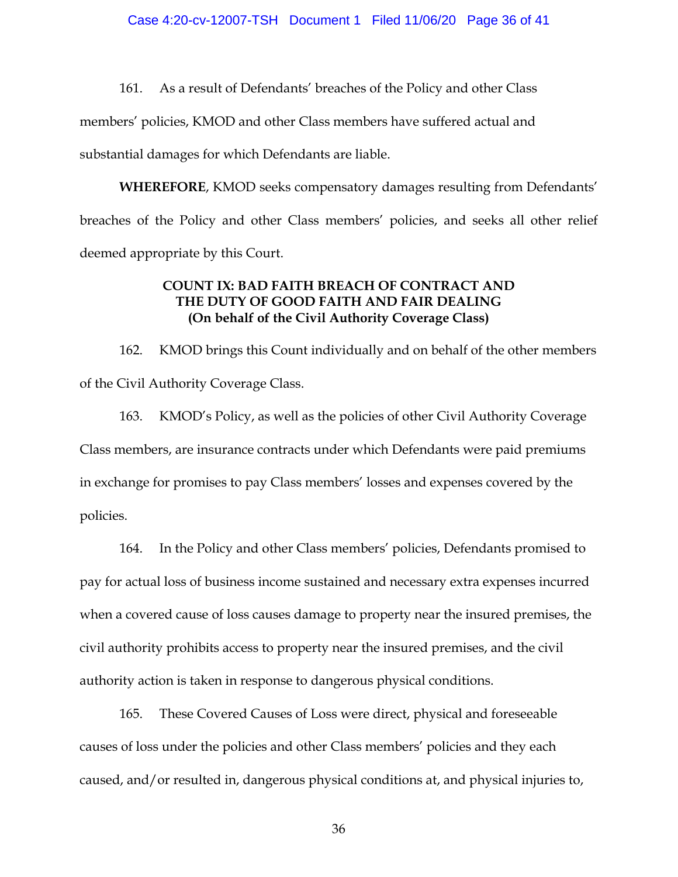161. As a result of Defendants' breaches of the Policy and other Class members' policies, KMOD and other Class members have suffered actual and substantial damages for which Defendants are liable.

**WHEREFORE**, KMOD seeks compensatory damages resulting from Defendants' breaches of the Policy and other Class members' policies, and seeks all other relief deemed appropriate by this Court.

**COUNT IX: BAD FAITH BREACH OF CONTRACT AND THE DUTY OF GOOD FAITH AND FAIR DEALING (On behalf of the Civil Authority Coverage Class)**

162. KMOD brings this Count individually and on behalf of the other members of the Civil Authority Coverage Class.

163. KMOD's Policy, as well as the policies of other Civil Authority Coverage Class members, are insurance contracts under which Defendants were paid premiums in exchange for promises to pay Class members' losses and expenses covered by the policies.

164. In the Policy and other Class members' policies, Defendants promised to pay for actual loss of business income sustained and necessary extra expenses incurred when a covered cause of loss causes damage to property near the insured premises, the civil authority prohibits access to property near the insured premises, and the civil authority action is taken in response to dangerous physical conditions.

165. These Covered Causes of Loss were direct, physical and foreseeable causes of loss under the policies and other Class members' policies and they each caused, and/or resulted in, dangerous physical conditions at, and physical injuries to,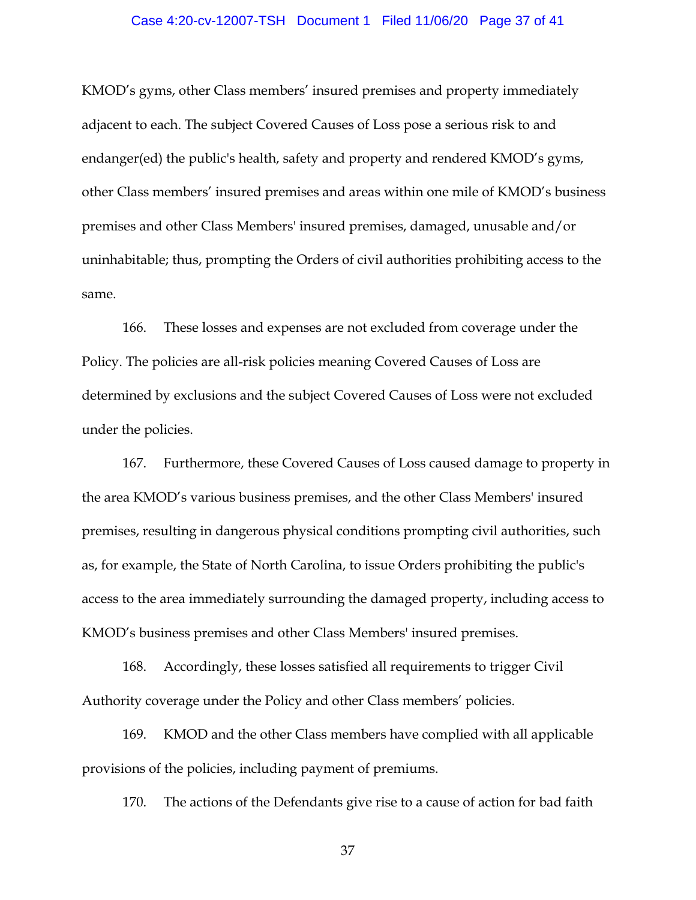KMOD's gyms, other Class members' insured premises and property immediately adjacent to each. The subject Covered Causes of Loss pose a serious risk to and endanger(ed) the public's health, safety and property and rendered KMOD's gyms, other Class members' insured premises and areas within one mile of KMOD's business premises and other Class Members' insured premises, damaged, unusable and/or uninhabitable; thus, prompting the Orders of civil authorities prohibiting access to the same.

166. These losses and expenses are not excluded from coverage under the Policy. The policies are all-risk policies meaning Covered Causes of Loss are determined by exclusions and the subject Covered Causes of Loss were not excluded under the policies.

167. Furthermore, these Covered Causes of Loss caused damage to property in the area KMOD's various business premises, and the other Class Members' insured premises, resulting in dangerous physical conditions prompting civil authorities, such as, for example, the State of North Carolina, to issue Orders prohibiting the public's access to the area immediately surrounding the damaged property, including access to KMOD's business premises and other Class Members' insured premises.

168. Accordingly, these losses satisfied all requirements to trigger Civil Authority coverage under the Policy and other Class members' policies.

169. KMOD and the other Class members have complied with all applicable provisions of the policies, including payment of premiums.

170. The actions of the Defendants give rise to a cause of action for bad faith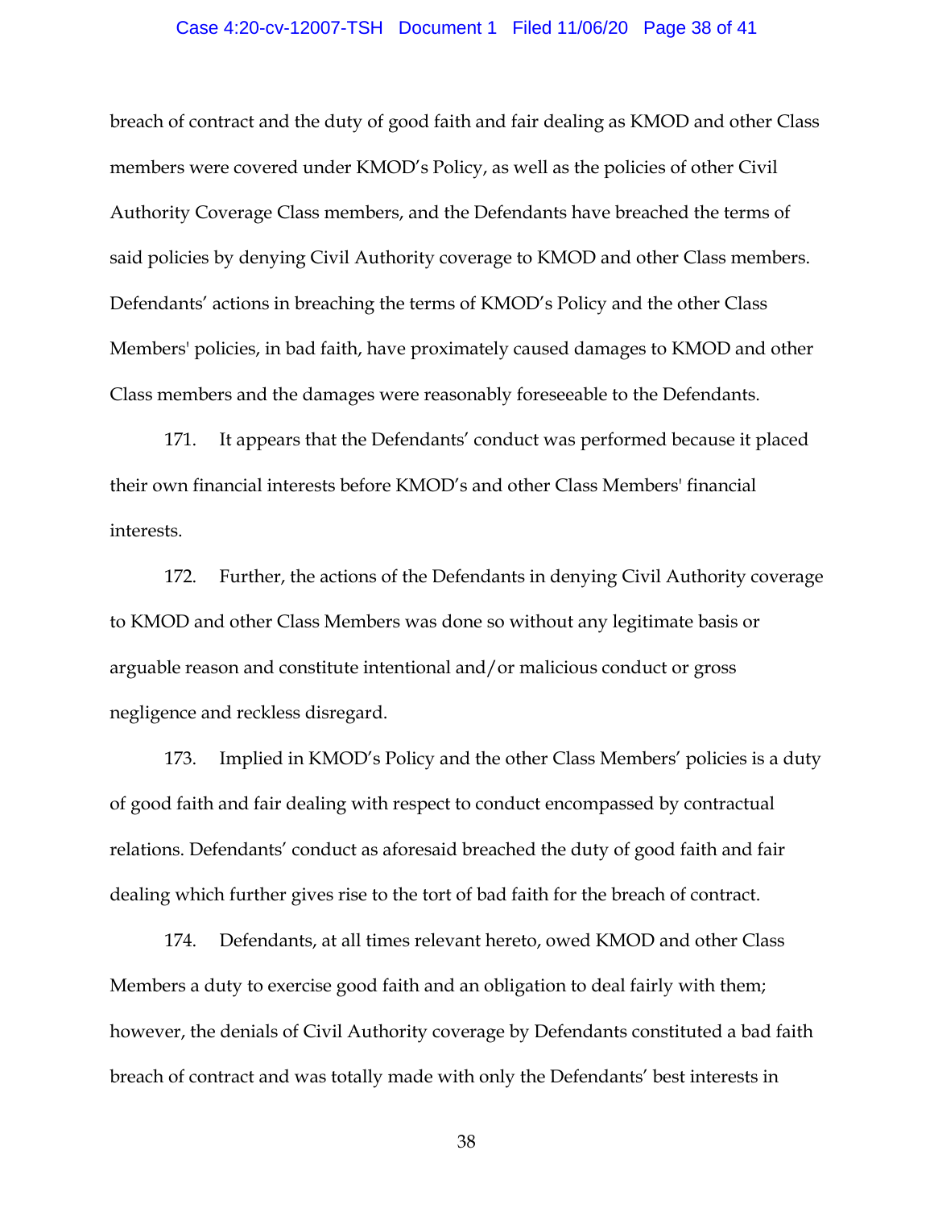breach of contract and the duty of good faith and fair dealing as KMOD and other Class members were covered under KMOD's Policy, as well as the policies of other Civil Authority Coverage Class members, and the Defendants have breached the terms of said policies by denying Civil Authority coverage to KMOD and other Class members. Defendants' actions in breaching the terms of KMOD's Policy and the other Class Members' policies, in bad faith, have proximately caused damages to KMOD and other Class members and the damages were reasonably foreseeable to the Defendants.

171. It appears that the Defendants' conduct was performed because it placed their own financial interests before KMOD's and other Class Members' financial interests.

172. Further, the actions of the Defendants in denying Civil Authority coverage to KMOD and other Class Members was done so without any legitimate basis or arguable reason and constitute intentional and/or malicious conduct or gross negligence and reckless disregard.

173. Implied in KMOD's Policy and the other Class Members' policies is a duty of good faith and fair dealing with respect to conduct encompassed by contractual relations. Defendants' conduct as aforesaid breached the duty of good faith and fair dealing which further gives rise to the tort of bad faith for the breach of contract.

174. Defendants, at all times relevant hereto, owed KMOD and other Class Members a duty to exercise good faith and an obligation to deal fairly with them; however, the denials of Civil Authority coverage by Defendants constituted a bad faith breach of contract and was totally made with only the Defendants' best interests in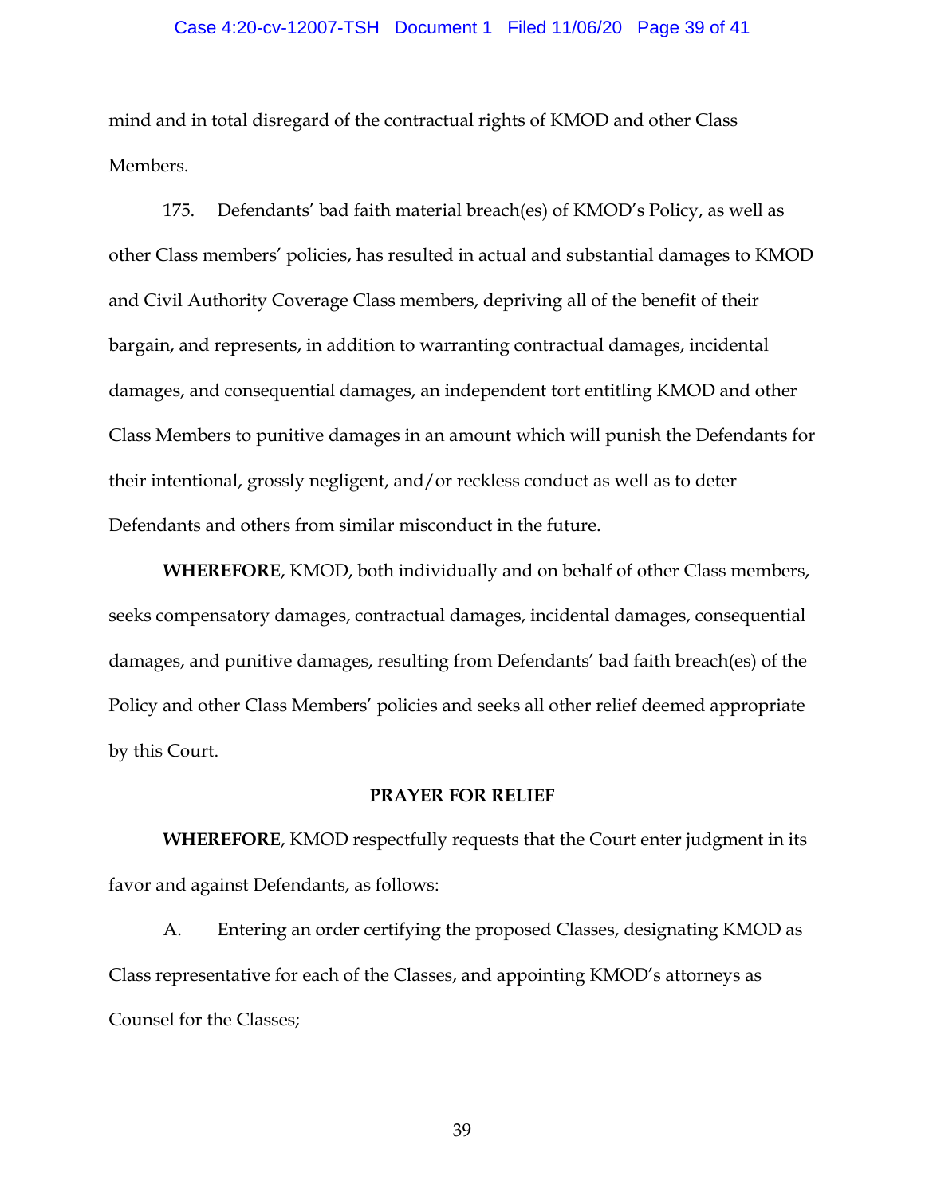mind and in total disregard of the contractual rights of KMOD and other Class Members.

175. Defendants' bad faith material breach(es) of KMOD's Policy, as well as other Class members' policies, has resulted in actual and substantial damages to KMOD and Civil Authority Coverage Class members, depriving all of the benefit of their bargain, and represents, in addition to warranting contractual damages, incidental damages, and consequential damages, an independent tort entitling KMOD and other Class Members to punitive damages in an amount which will punish the Defendants for their intentional, grossly negligent, and/or reckless conduct as well as to deter Defendants and others from similar misconduct in the future.

**WHEREFORE**, KMOD, both individually and on behalf of other Class members, seeks compensatory damages, contractual damages, incidental damages, consequential damages, and punitive damages, resulting from Defendants' bad faith breach(es) of the Policy and other Class Members' policies and seeks all other relief deemed appropriate by this Court.

**PRAYER FOR RELIEF**

**WHEREFORE**, KMOD respectfully requests that the Court enter judgment in its favor and against Defendants, as follows:

A. Entering an order certifying the proposed Classes, designating KMOD as Class representative for each of the Classes, and appointing KMOD's attorneys as Counsel for the Classes;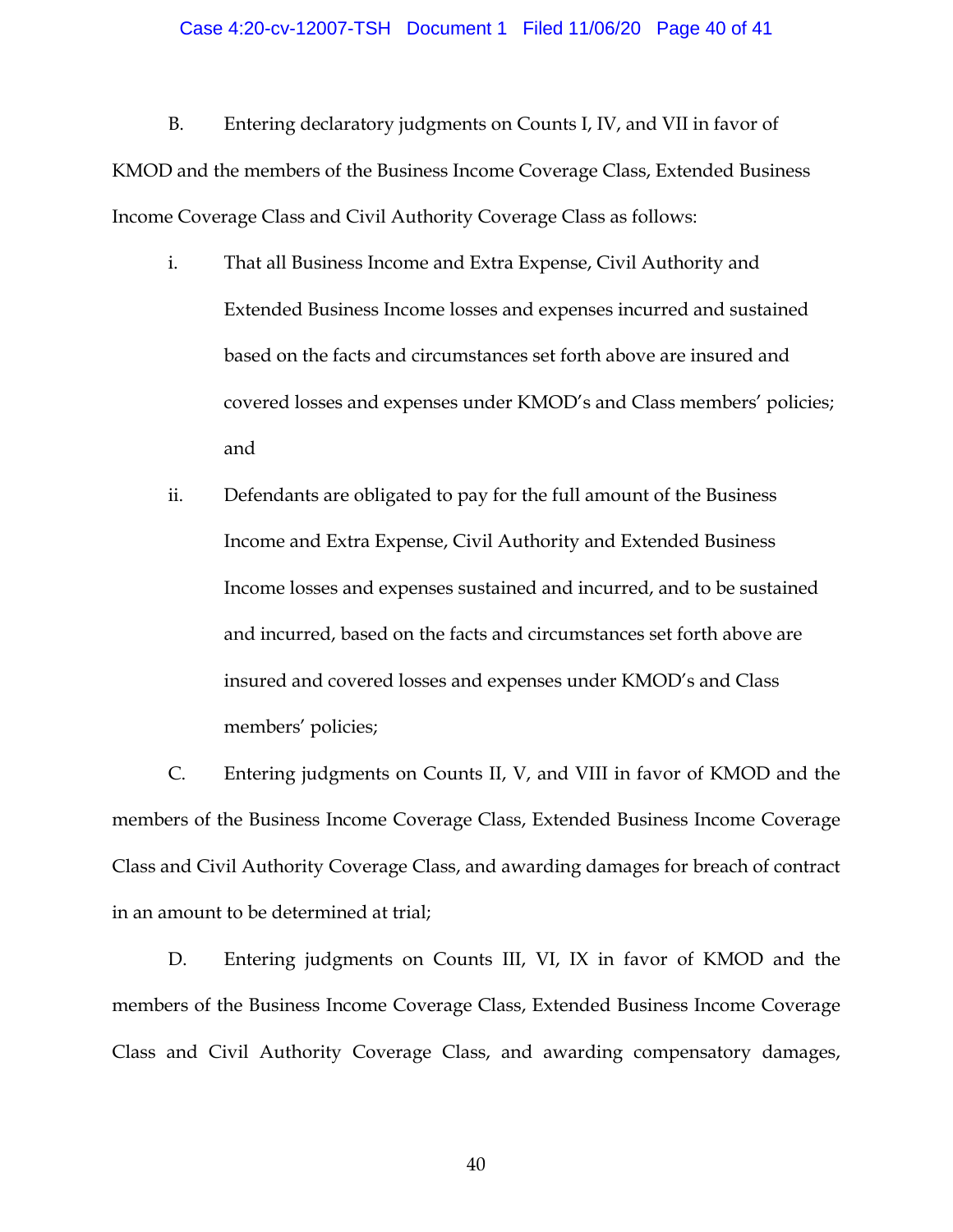B. Entering declaratory judgments on Counts I, IV, and VII in favor of KMOD and the members of the Business Income Coverage Class, Extended Business Income Coverage Class and Civil Authority Coverage Class as follows:

i. That all Business Income and Extra Expense, Civil Authority and Extended Business Income losses and expenses incurred and sustained based on the facts and circumstances set forth above are insured and covered losses and expenses under KMOD's and Class members' policies; and

ii. Defendants are obligated to pay for the full amount of the Business Income and Extra Expense, Civil Authority and Extended Business Income losses and expenses sustained and incurred, and to be sustained and incurred, based on the facts and circumstances set forth above are insured and covered losses and expenses under KMOD's and Class members' policies;

C. Entering judgments on Counts II, V, and VIII in favor of KMOD and the members of the Business Income Coverage Class, Extended Business Income Coverage Class and Civil Authority Coverage Class, and awarding damages for breach of contract in an amount to be determined at trial;

D. Entering judgments on Counts III, VI, IX in favor of KMOD and the members of the Business Income Coverage Class, Extended Business Income Coverage Class and Civil Authority Coverage Class, and awarding compensatory damages,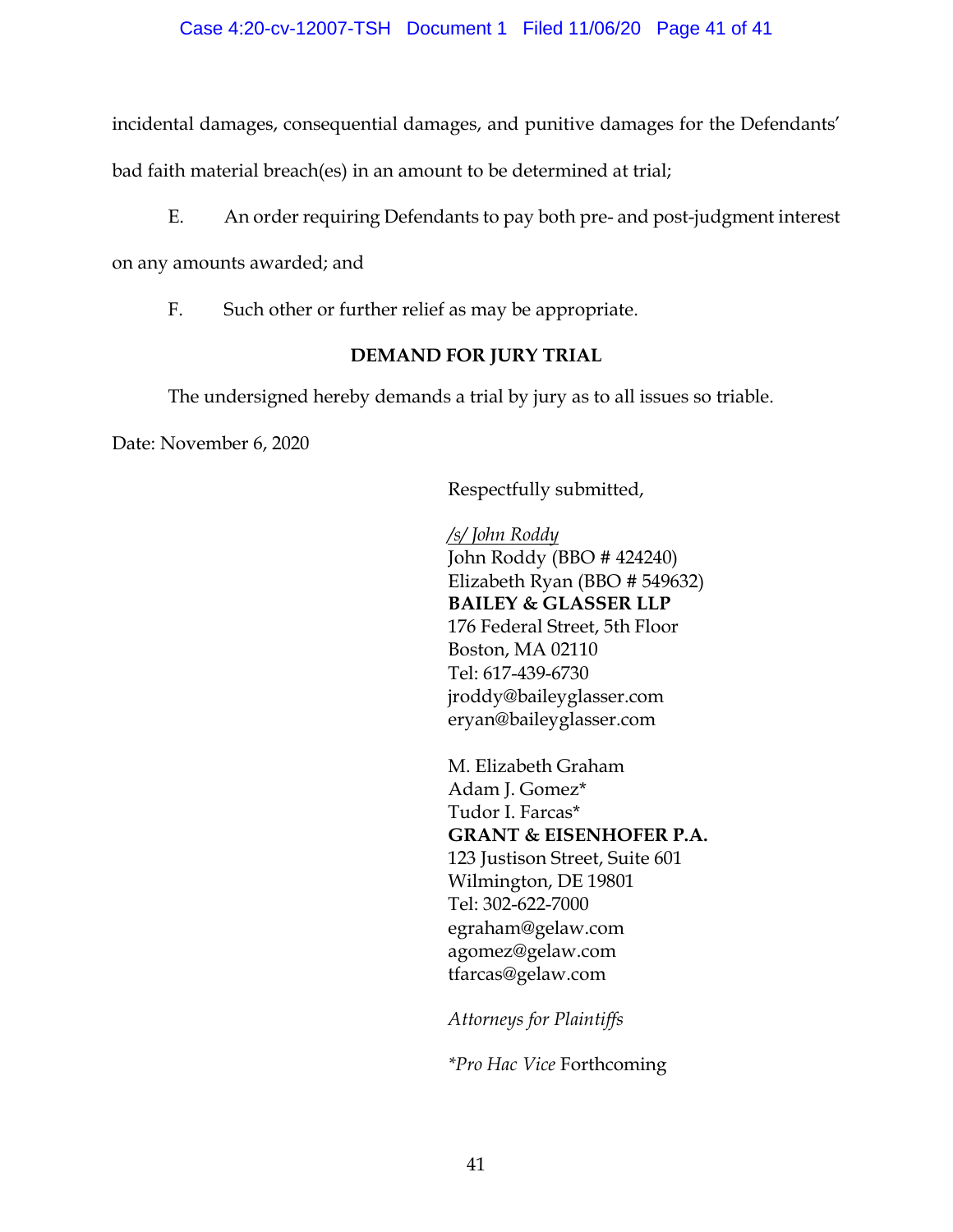incidental damages, consequential damages, and punitive damages for the Defendants' bad faith material breach(es) in an amount to be determined at trial;

E. An order requiring Defendants to pay both pre- and post-judgment interest on any amounts awarded; and

F. Such other or further relief as may be appropriate.

**DEMAND FOR JURY TRIAL**

The undersigned hereby demands a trial by jury as to all issues so triable.

Date: November 6, 2020

Respectfully submitted,

*/s/ John Roddy*
John Roddy (BBO # 424240)
Elizabeth Ryan (BBO # 549632)
**BAILEY & GLASSER LLP**
176 Federal Street, 5th Floor
Boston, MA 02110
Tel: 617-439-6730
jroddy@baileyglasser.com
eryan@baileyglasser.com

M. Elizabeth Graham
Adam J. Gomez*
Tudor I. Farcas*
**GRANT & EISENHOFER P.A.**
123 Justison Street, Suite 601
Wilmington, DE 19801
Tel: 302-622-7000
egraham@gelaw.com
agomez@gelaw.com
tfarcas@gelaw.com

*Attorneys for Plaintiffs*

\**Pro Hac Vice* Forthcoming